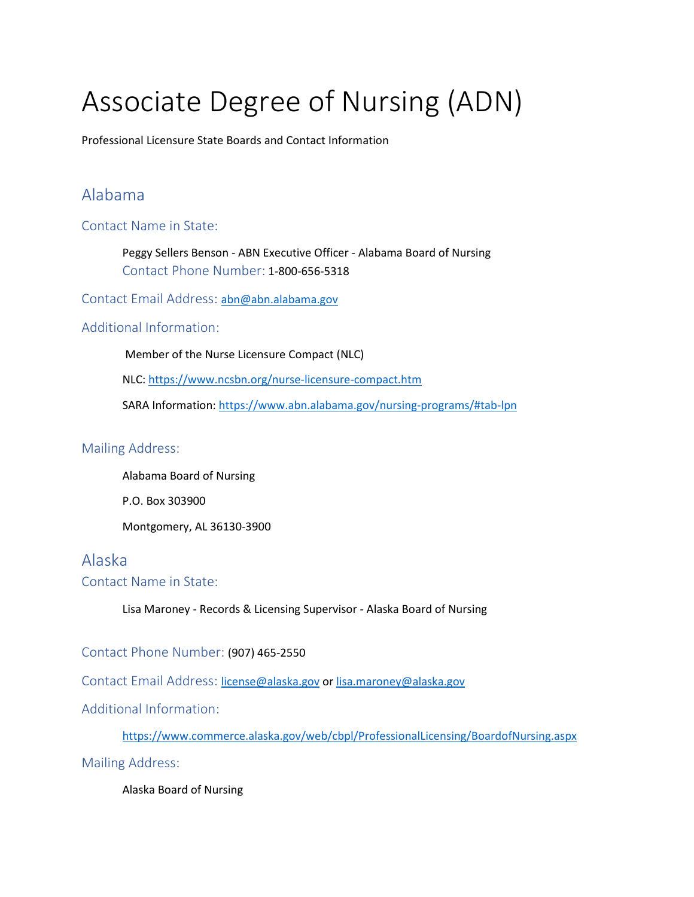# Associate Degree of Nursing (ADN)

Professional Licensure State Boards and Contact Information

## Alabama

### Contact Name in State:

Peggy Sellers Benson - ABN Executive Officer - Alabama Board of Nursing

Contact Phone Number: 1-800-656-5318

### Contact Email Address: abn@abn.alabama.gov

### Additional Information:

Member of the Nurse Licensure Compact (NLC)

NLC: https://www.ncsbn.org/nurse-licensure-compact.htm

SARA Information: https://www.abn.alabama.gov/nursing-programs/#tab-lpn

### Mailing Address:

Alabama Board of Nursing

P.O. Box 303900

Montgomery, AL 36130-3900

## Alaska

### Contact Name in State:

Lisa Maroney - Records & Licensing Supervisor - Alaska Board of Nursing

### Contact Phone Number: (907) 465-2550

### Contact Email Address: license@alaska.gov or lisa.maroney@alaska.gov

### Additional Information:

https://www.commerce.alaska.gov/web/cbpl/ProfessionalLicensing/BoardofNursing.aspx

### Mailing Address:

Alaska Board of Nursing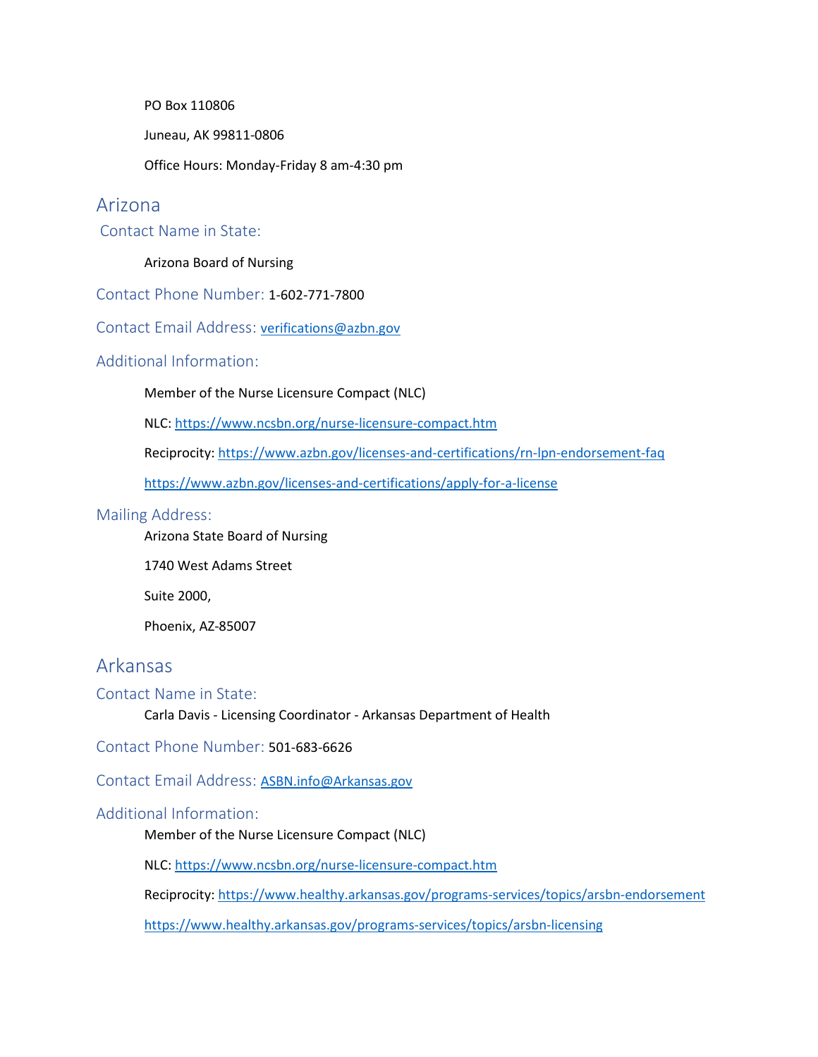PO Box 110806

Juneau, AK 99811-0806

Office Hours: Monday-Friday 8 am-4:30 pm

## Arizona

### Contact Name in State:

Arizona Board of Nursing

### Contact Phone Number: 1-602-771-7800

### Contact Email Address: verifications@azbn.gov

### Additional Information:

Member of the Nurse Licensure Compact (NLC)

NLC: https://www.ncsbn.org/nurse-licensure-compact.htm

Reciprocity: https://www.azbn.gov/licenses-and-certifications/rn-lpn-endorsement-faq

https://www.azbn.gov/licenses-and-certifications/apply-for-a-license

### Mailing Address:

Arizona State Board of Nursing

1740 West Adams Street

Suite 2000,

Phoenix, AZ-85007

## Arkansas

### Contact Name in State:

Carla Davis - Licensing Coordinator - Arkansas Department of Health

### Contact Phone Number: 501-683-6626

### Contact Email Address: ASBN.info@Arkansas.gov

### Additional Information:

Member of the Nurse Licensure Compact (NLC)

NLC: https://www.ncsbn.org/nurse-licensure-compact.htm

Reciprocity: https://www.healthy.arkansas.gov/programs-services/topics/arsbn-endorsement

https://www.healthy.arkansas.gov/programs-services/topics/arsbn-licensing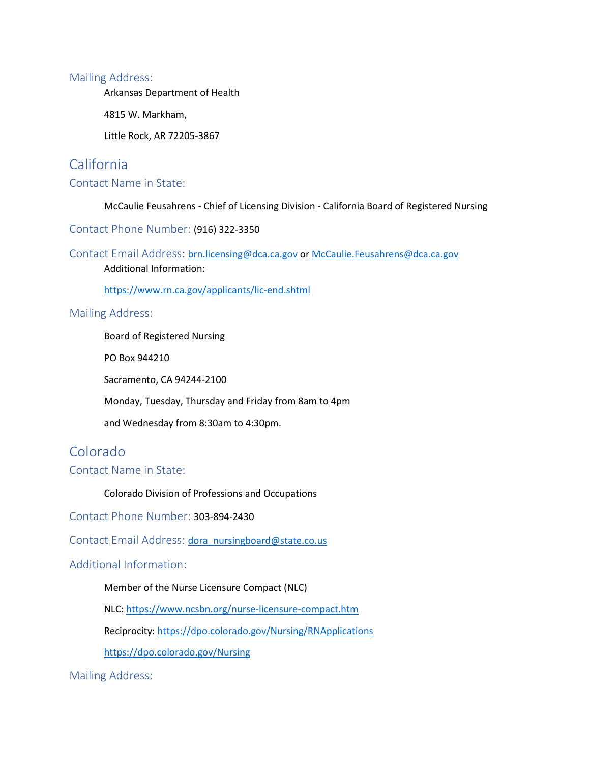### Mailing Address:

Arkansas Department of Health

4815 W. Markham,

Little Rock, AR 72205-3867

## California

### Contact Name in State:

McCaulie Feusahrens - Chief of Licensing Division - California Board of Registered Nursing

### Contact Phone Number: (916) 322-3350

### Contact Email Address: brn.licensing@dca.ca.gov or McCaulie.Feusahrens@dca.ca.gov

Additional Information:

https://www.rn.ca.gov/applicants/lic-end.shtml

### Mailing Address:

Board of Registered Nursing

PO Box 944210

Sacramento, CA 94244-2100

Monday, Tuesday, Thursday and Friday from 8am to 4pm

and Wednesday from 8:30am to 4:30pm.

## Colorado

### Contact Name in State:

Colorado Division of Professions and Occupations

### Contact Phone Number: 303-894-2430

### Contact Email Address: dora_nursingboard@state.co.us

### Additional Information:

Member of the Nurse Licensure Compact (NLC)

NLC: https://www.ncsbn.org/nurse-licensure-compact.htm

Reciprocity: https://dpo.colorado.gov/Nursing/RNApplications

https://dpo.colorado.gov/Nursing

### Mailing Address: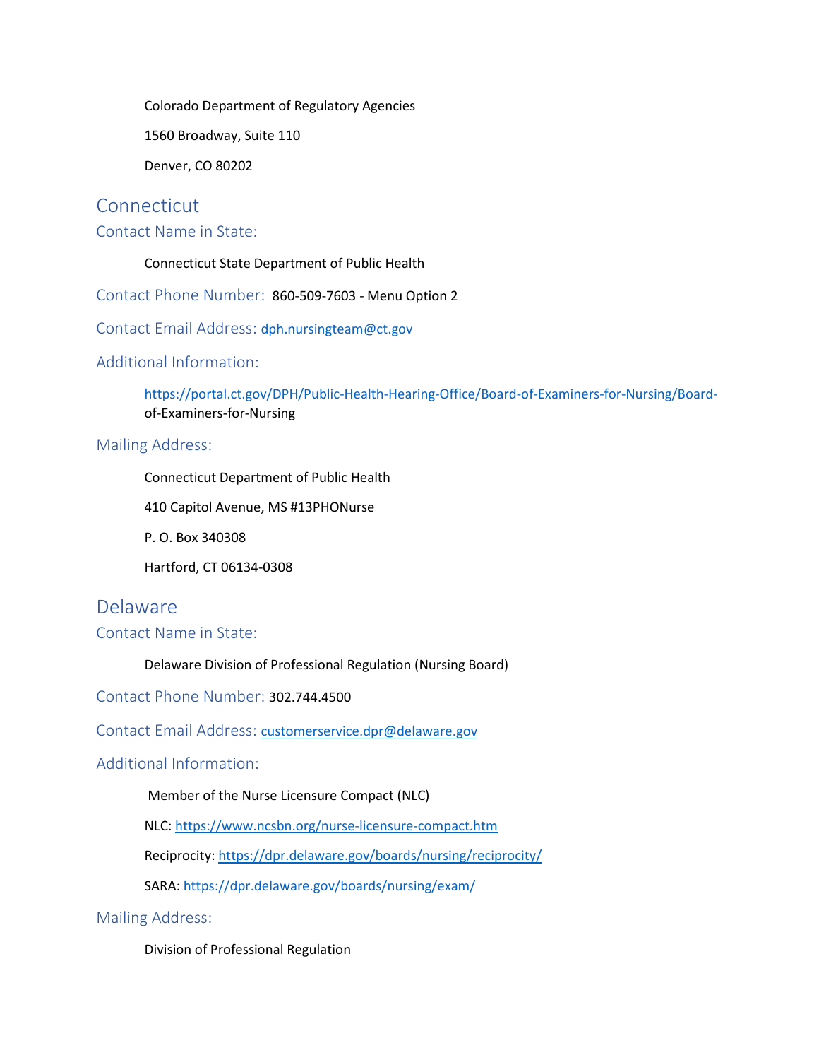Colorado Department of Regulatory Agencies

1560 Broadway, Suite 110

Denver, CO 80202

## Connecticut

### Contact Name in State:

Connecticut State Department of Public Health

### Contact Phone Number: 860-509-7603 - Menu Option 2

### Contact Email Address: dph.nursingteam@ct.gov

### Additional Information:

https://portal.ct.gov/DPH/Public-Health-Hearing-Office/Board-of-Examiners-for-Nursing/Board-of-Examiners-for-Nursing

### Mailing Address:

Connecticut Department of Public Health

410 Capitol Avenue, MS #13PHONurse

P. O. Box 340308

Hartford, CT 06134-0308

## Delaware

### Contact Name in State:

Delaware Division of Professional Regulation (Nursing Board)

### Contact Phone Number: 302.744.4500

### Contact Email Address: customerservice.dpr@delaware.gov

### Additional Information:

Member of the Nurse Licensure Compact (NLC)

NLC: https://www.ncsbn.org/nurse-licensure-compact.htm

Reciprocity: https://dpr.delaware.gov/boards/nursing/reciprocity/

SARA: https://dpr.delaware.gov/boards/nursing/exam/

### Mailing Address:

Division of Professional Regulation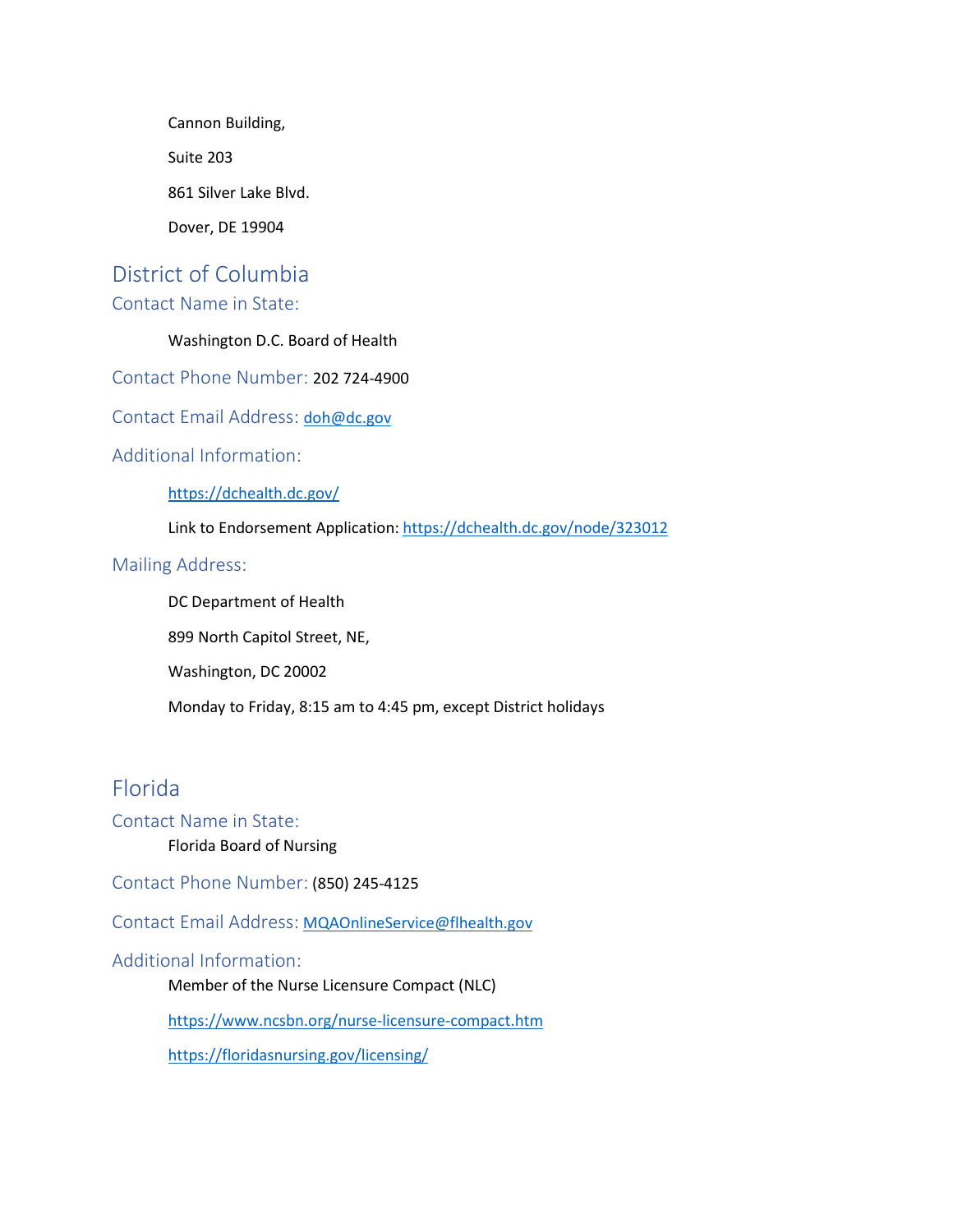Cannon Building,

Suite 203

861 Silver Lake Blvd.

Dover, DE 19904

## District of Columbia

### Contact Name in State:

Washington D.C. Board of Health

### Contact Phone Number: 202 724-4900

### Contact Email Address: doh@dc.gov

### Additional Information:

https://dchealth.dc.gov/

Link to Endorsement Application: https://dchealth.dc.gov/node/323012

### Mailing Address:

DC Department of Health

899 North Capitol Street, NE,

Washington, DC 20002

Monday to Friday, 8:15 am to 4:45 pm, except District holidays

## Florida

### Contact Name in State:

Florida Board of Nursing

### Contact Phone Number: (850) 245-4125

### Contact Email Address: MQAOnlineService@flhealth.gov

### Additional Information:

Member of the Nurse Licensure Compact (NLC)

https://www.ncsbn.org/nurse-licensure-compact.htm

https://floridasnursing.gov/licensing/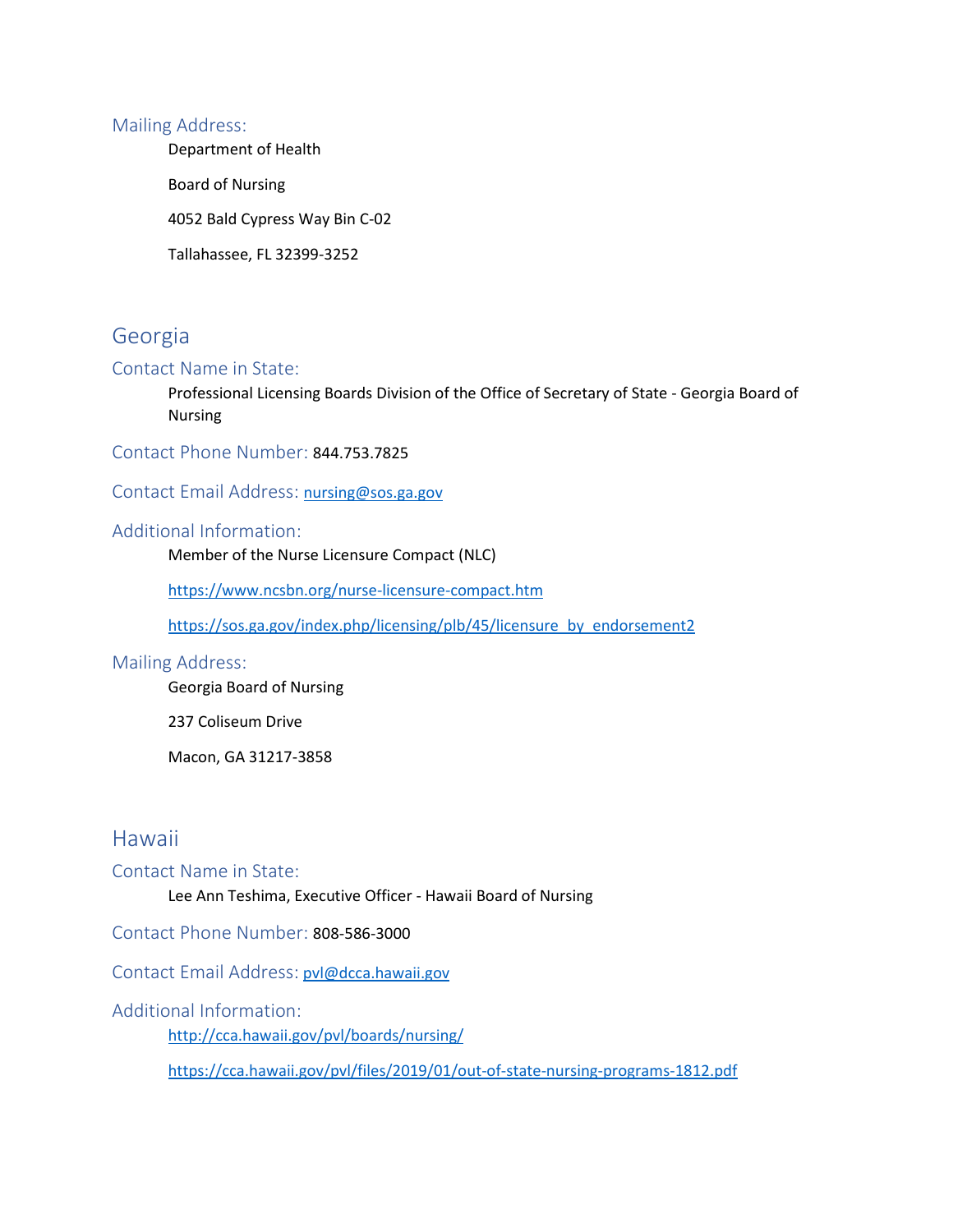### Mailing Address:

Department of Health

Board of Nursing

4052 Bald Cypress Way Bin C-02

Tallahassee, FL 32399-3252

## Georgia

### Contact Name in State:

Professional Licensing Boards Division of the Office of Secretary of State - Georgia Board of Nursing

### Contact Phone Number: 844.753.7825

### Contact Email Address: nursing@sos.ga.gov

### Additional Information:

Member of the Nurse Licensure Compact (NLC)

https://www.ncsbn.org/nurse-licensure-compact.htm

https://sos.ga.gov/index.php/licensing/plb/45/licensure_by_endorsement2

### Mailing Address:

Georgia Board of Nursing

237 Coliseum Drive

Macon, GA 31217-3858

## Hawaii

### Contact Name in State:

Lee Ann Teshima, Executive Officer - Hawaii Board of Nursing

### Contact Phone Number: 808-586-3000

### Contact Email Address: pvl@dcca.hawaii.gov

### Additional Information:

http://cca.hawaii.gov/pvl/boards/nursing/

https://cca.hawaii.gov/pvl/files/2019/01/out-of-state-nursing-programs-1812.pdf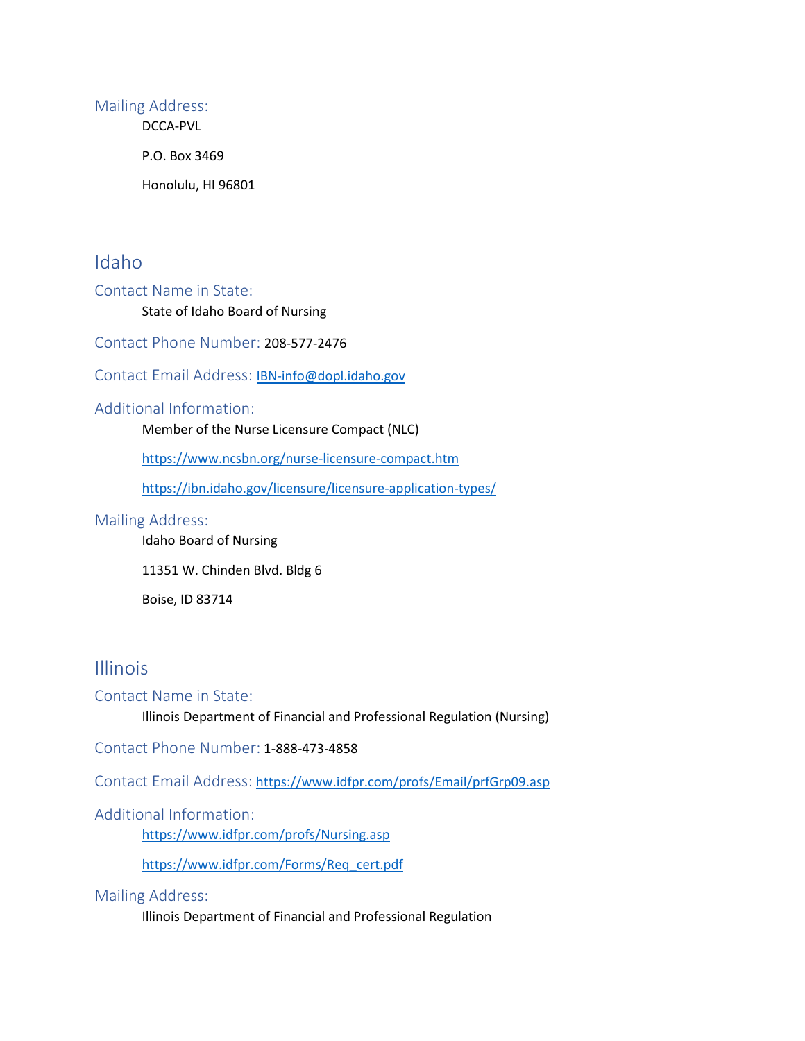### Mailing Address:

DCCA-PVL

P.O. Box 3469

Honolulu, HI 96801

## Idaho

### Contact Name in State:

State of Idaho Board of Nursing

### Contact Phone Number: 208-577-2476

### Contact Email Address: IBN-info@dopl.idaho.gov

### Additional Information:

Member of the Nurse Licensure Compact (NLC)

https://www.ncsbn.org/nurse-licensure-compact.htm

https://ibn.idaho.gov/licensure/licensure-application-types/

### Mailing Address:

Idaho Board of Nursing

11351 W. Chinden Blvd. Bldg 6

Boise, ID 83714

## Illinois

### Contact Name in State:

Illinois Department of Financial and Professional Regulation (Nursing)

### Contact Phone Number: 1-888-473-4858

### Contact Email Address: https://www.idfpr.com/profs/Email/prfGrp09.asp

### Additional Information:

https://www.idfpr.com/profs/Nursing.asp

https://www.idfpr.com/Forms/Req_cert.pdf

### Mailing Address:

Illinois Department of Financial and Professional Regulation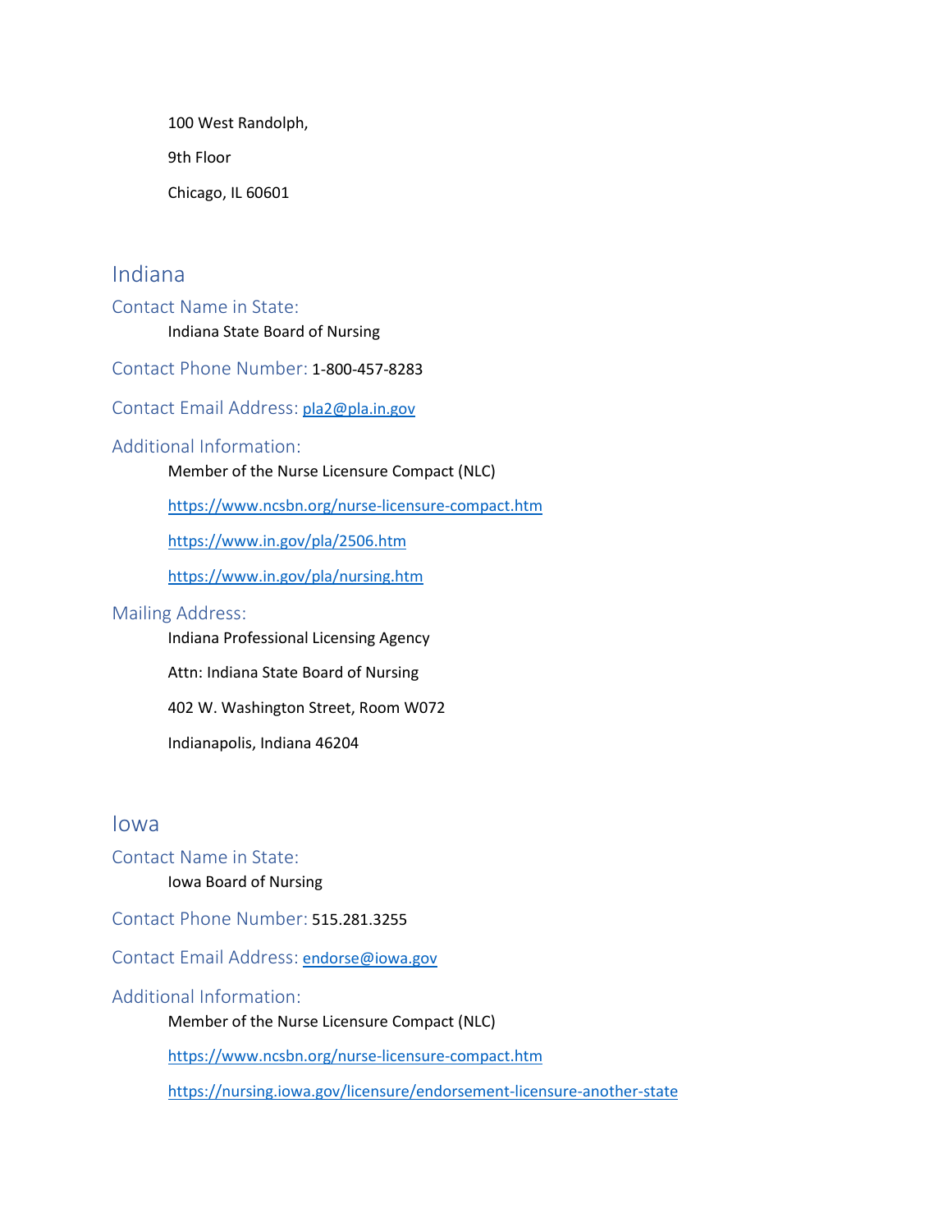100 West Randolph,

9th Floor

Chicago, IL 60601

## Indiana

### Contact Name in State:

Indiana State Board of Nursing

### Contact Phone Number: 1-800-457-8283

### Contact Email Address: pla2@pla.in.gov

### Additional Information:

Member of the Nurse Licensure Compact (NLC)

https://www.ncsbn.org/nurse-licensure-compact.htm

https://www.in.gov/pla/2506.htm

https://www.in.gov/pla/nursing.htm

### Mailing Address:

Indiana Professional Licensing Agency

Attn: Indiana State Board of Nursing

402 W. Washington Street, Room W072

Indianapolis, Indiana 46204

## Iowa

### Contact Name in State:

Iowa Board of Nursing

### Contact Phone Number: 515.281.3255

### Contact Email Address: endorse@iowa.gov

### Additional Information:

Member of the Nurse Licensure Compact (NLC)

https://www.ncsbn.org/nurse-licensure-compact.htm

https://nursing.iowa.gov/licensure/endorsement-licensure-another-state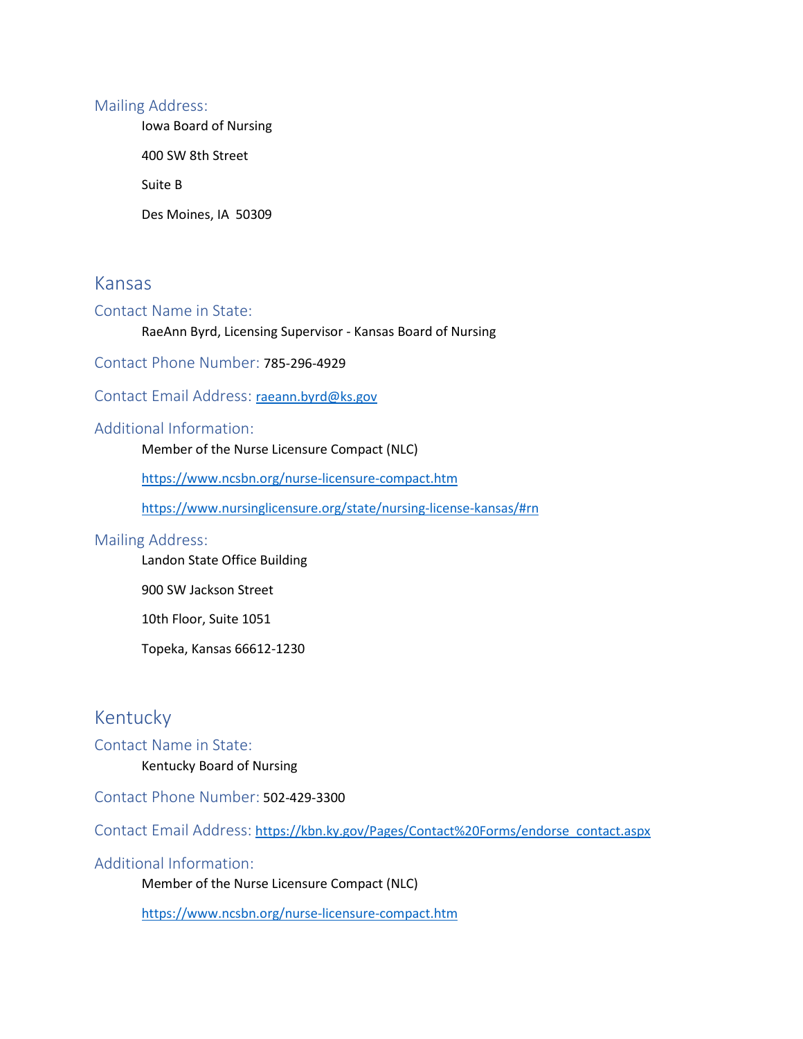### Mailing Address:

Iowa Board of Nursing

400 SW 8th Street

Suite B

Des Moines, IA  50309

## Kansas

### Contact Name in State:

RaeAnn Byrd, Licensing Supervisor - Kansas Board of Nursing

### Contact Phone Number: 785-296-4929

### Contact Email Address: raeann.byrd@ks.gov

### Additional Information:

Member of the Nurse Licensure Compact (NLC)

https://www.ncsbn.org/nurse-licensure-compact.htm

https://www.nursinglicensure.org/state/nursing-license-kansas/#rn

### Mailing Address:

Landon State Office Building

900 SW Jackson Street

10th Floor, Suite 1051

Topeka, Kansas 66612-1230

## Kentucky

### Contact Name in State:

Kentucky Board of Nursing

### Contact Phone Number: 502-429-3300

### Contact Email Address: https://kbn.ky.gov/Pages/Contact%20Forms/endorse_contact.aspx

### Additional Information:

Member of the Nurse Licensure Compact (NLC)

https://www.ncsbn.org/nurse-licensure-compact.htm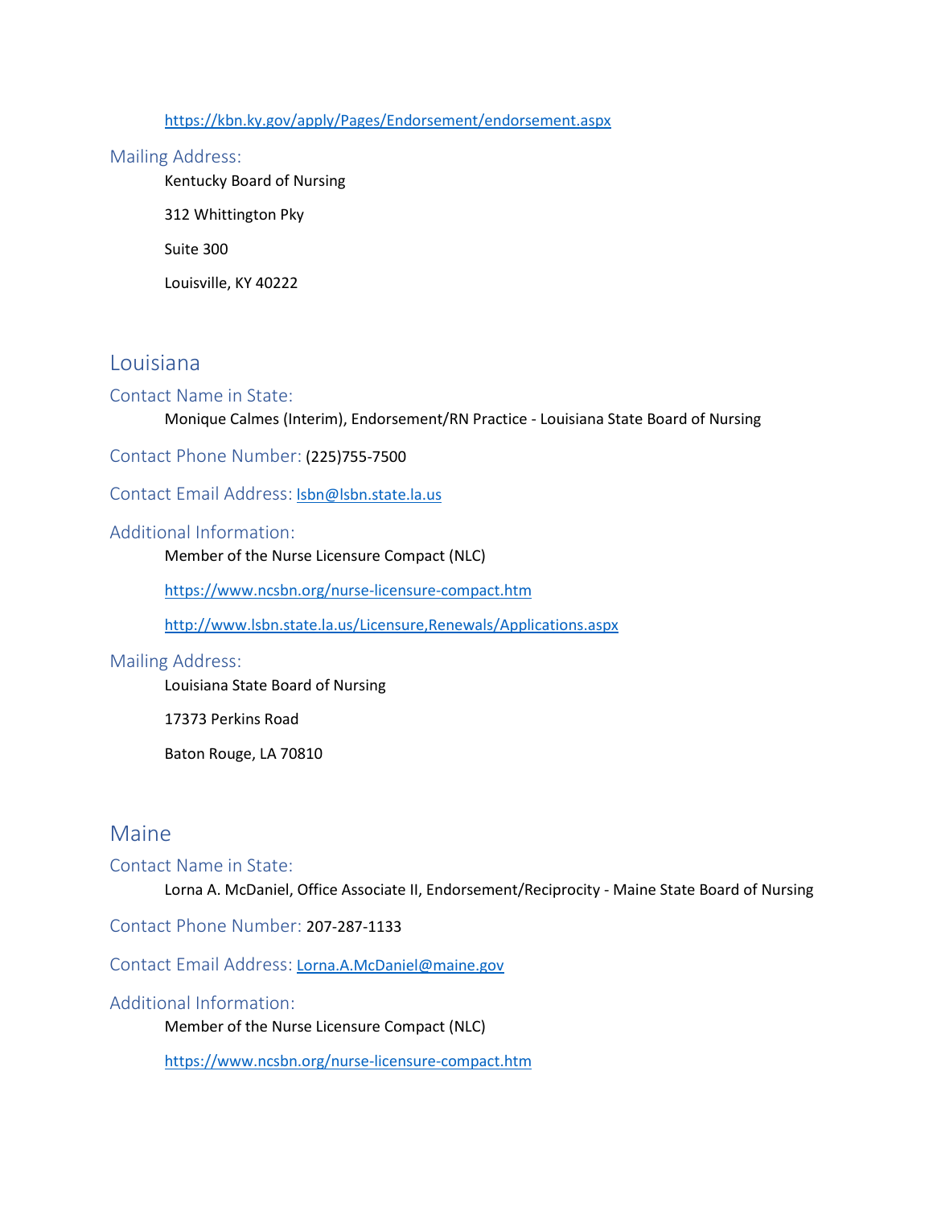https://kbn.ky.gov/apply/Pages/Endorsement/endorsement.aspx

### Mailing Address:

Kentucky Board of Nursing

312 Whittington Pky

Suite 300

Louisville, KY 40222

## Louisiana

### Contact Name in State:

Monique Calmes (Interim), Endorsement/RN Practice - Louisiana State Board of Nursing

### Contact Phone Number: (225)755-7500

### Contact Email Address: lsbn@lsbn.state.la.us

### Additional Information:

Member of the Nurse Licensure Compact (NLC)

https://www.ncsbn.org/nurse-licensure-compact.htm

http://www.lsbn.state.la.us/Licensure,Renewals/Applications.aspx

### Mailing Address:

Louisiana State Board of Nursing

17373 Perkins Road

Baton Rouge, LA 70810

## Maine

### Contact Name in State:

Lorna A. McDaniel, Office Associate II, Endorsement/Reciprocity - Maine State Board of Nursing

### Contact Phone Number: 207-287-1133

### Contact Email Address: Lorna.A.McDaniel@maine.gov

### Additional Information:

Member of the Nurse Licensure Compact (NLC)

https://www.ncsbn.org/nurse-licensure-compact.htm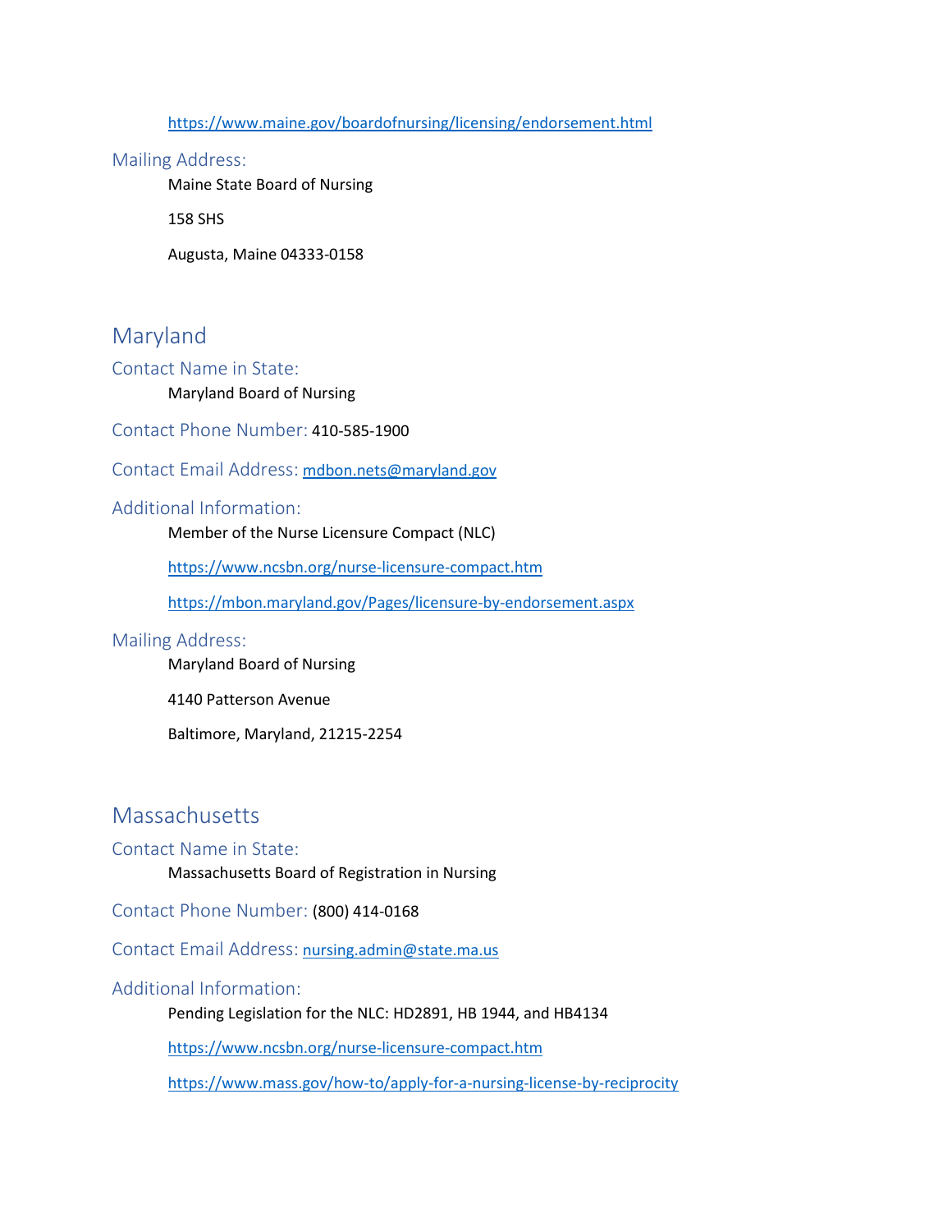https://www.maine.gov/boardofnursing/licensing/endorsement.html

### Mailing Address:

Maine State Board of Nursing

158 SHS

Augusta, Maine 04333-0158

## Maryland

### Contact Name in State:

Maryland Board of Nursing

### Contact Phone Number: 410-585-1900

### Contact Email Address: mdbon.nets@maryland.gov

### Additional Information:

Member of the Nurse Licensure Compact (NLC)

https://www.ncsbn.org/nurse-licensure-compact.htm

https://mbon.maryland.gov/Pages/licensure-by-endorsement.aspx

### Mailing Address:

Maryland Board of Nursing

4140 Patterson Avenue

Baltimore, Maryland, 21215-2254

## Massachusetts

### Contact Name in State:

Massachusetts Board of Registration in Nursing

### Contact Phone Number: (800) 414-0168

### Contact Email Address: nursing.admin@state.ma.us

### Additional Information:

Pending Legislation for the NLC: HD2891, HB 1944, and HB4134

https://www.ncsbn.org/nurse-licensure-compact.htm

https://www.mass.gov/how-to/apply-for-a-nursing-license-by-reciprocity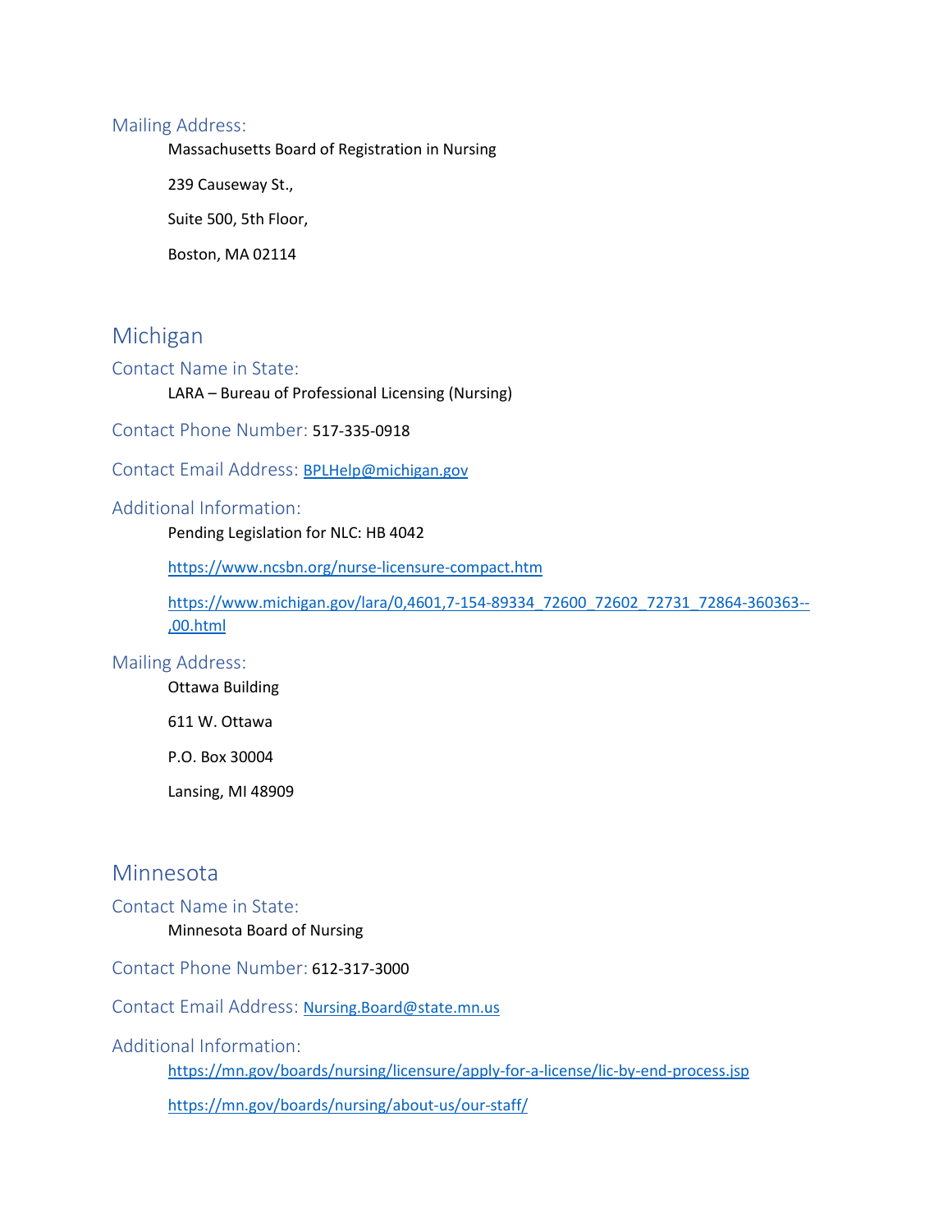### Mailing Address:

Massachusetts Board of Registration in Nursing

239 Causeway St.,

Suite 500, 5th Floor,

Boston, MA 02114

## Michigan

### Contact Name in State:

LARA – Bureau of Professional Licensing (Nursing)

### Contact Phone Number: 517-335-0918

### Contact Email Address: BPLHelp@michigan.gov

### Additional Information:

Pending Legislation for NLC: HB 4042

https://www.ncsbn.org/nurse-licensure-compact.htm

https://www.michigan.gov/lara/0,4601,7-154-89334_72600_72602_72731_72864-360363--,00.html

### Mailing Address:

Ottawa Building

611 W. Ottawa

P.O. Box 30004

Lansing, MI 48909

## Minnesota

### Contact Name in State:

Minnesota Board of Nursing

### Contact Phone Number: 612-317-3000

### Contact Email Address: Nursing.Board@state.mn.us

### Additional Information:

https://mn.gov/boards/nursing/licensure/apply-for-a-license/lic-by-end-process.jsp

https://mn.gov/boards/nursing/about-us/our-staff/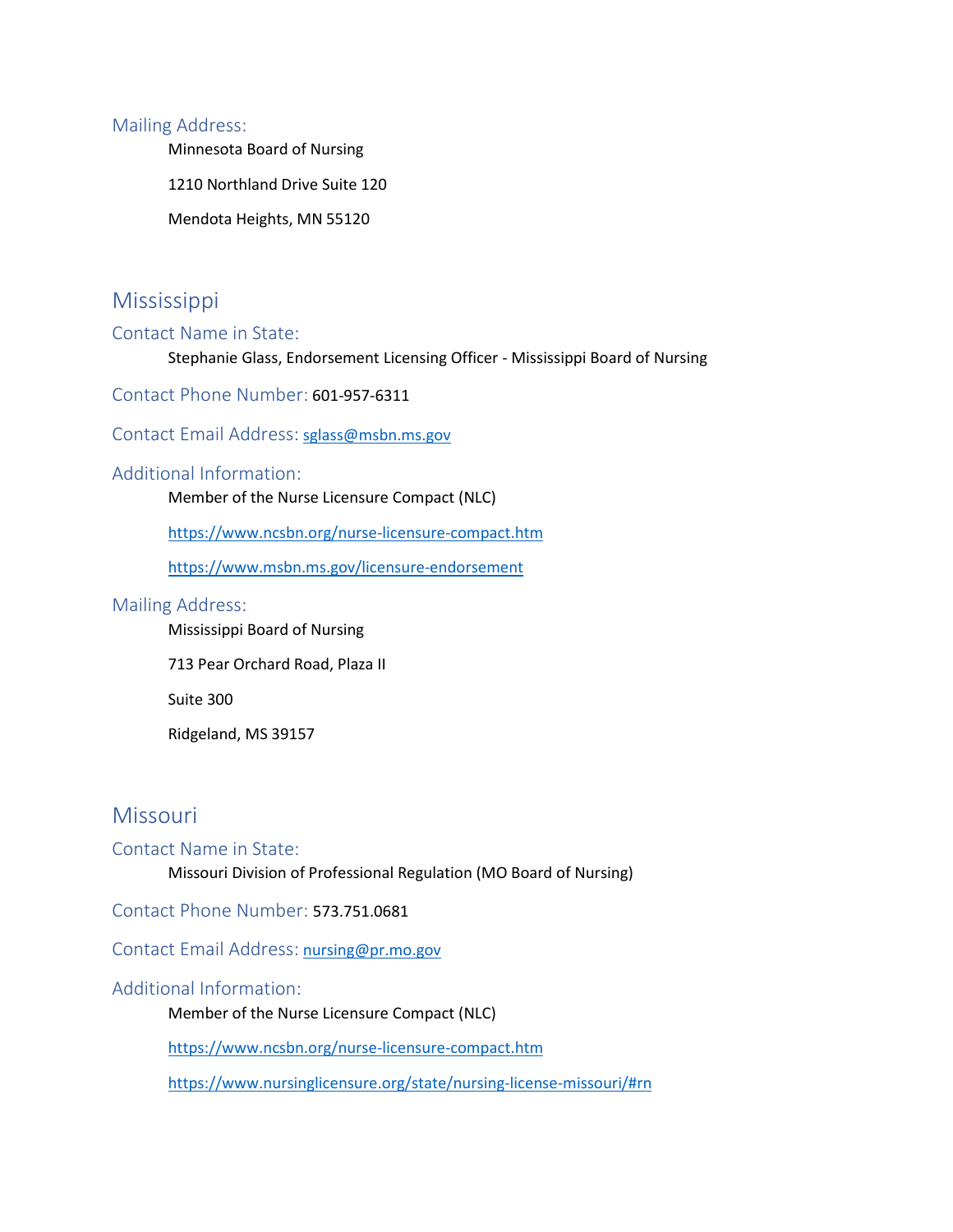### Mailing Address:

Minnesota Board of Nursing

1210 Northland Drive Suite 120

Mendota Heights, MN 55120

## Mississippi

### Contact Name in State:

Stephanie Glass, Endorsement Licensing Officer - Mississippi Board of Nursing

### Contact Phone Number: 601-957-6311

### Contact Email Address: sglass@msbn.ms.gov

### Additional Information:

Member of the Nurse Licensure Compact (NLC)

https://www.ncsbn.org/nurse-licensure-compact.htm

https://www.msbn.ms.gov/licensure-endorsement

### Mailing Address:

Mississippi Board of Nursing

713 Pear Orchard Road, Plaza II

Suite 300

Ridgeland, MS 39157

## Missouri

### Contact Name in State:

Missouri Division of Professional Regulation (MO Board of Nursing)

### Contact Phone Number: 573.751.0681

### Contact Email Address: nursing@pr.mo.gov

### Additional Information:

Member of the Nurse Licensure Compact (NLC)

https://www.ncsbn.org/nurse-licensure-compact.htm

https://www.nursinglicensure.org/state/nursing-license-missouri/#rn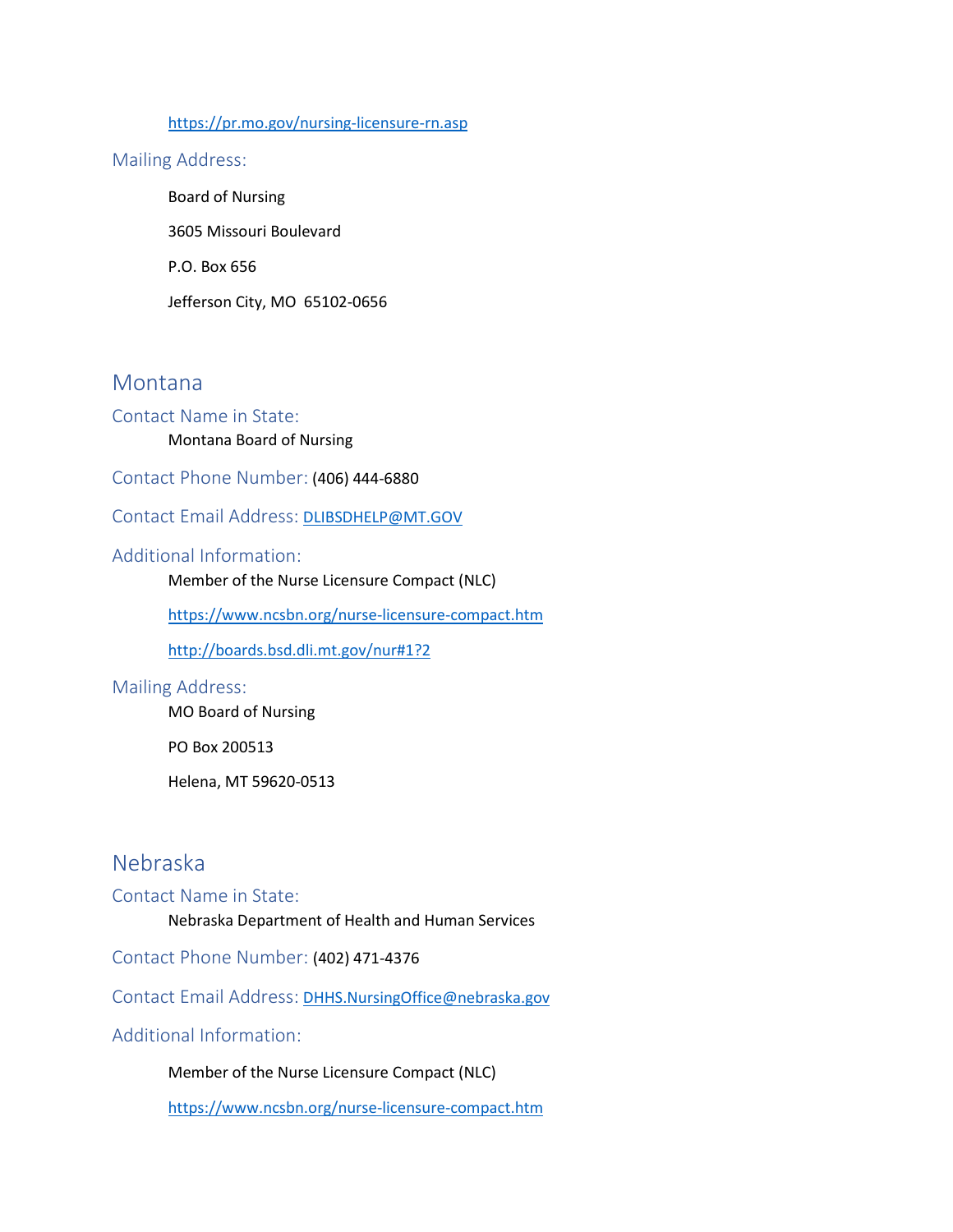https://pr.mo.gov/nursing-licensure-rn.asp

### Mailing Address:

Board of Nursing

3605 Missouri Boulevard

P.O. Box 656

Jefferson City, MO 65102-0656

## Montana

### Contact Name in State:

Montana Board of Nursing

### Contact Phone Number: (406) 444-6880

### Contact Email Address: DLIBSDHELP@MT.GOV

### Additional Information:

Member of the Nurse Licensure Compact (NLC)

https://www.ncsbn.org/nurse-licensure-compact.htm

http://boards.bsd.dli.mt.gov/nur#1?2

### Mailing Address:

MO Board of Nursing

PO Box 200513

Helena, MT 59620-0513

## Nebraska

### Contact Name in State:

Nebraska Department of Health and Human Services

### Contact Phone Number: (402) 471-4376

### Contact Email Address: DHHS.NursingOffice@nebraska.gov

### Additional Information:

Member of the Nurse Licensure Compact (NLC)

https://www.ncsbn.org/nurse-licensure-compact.htm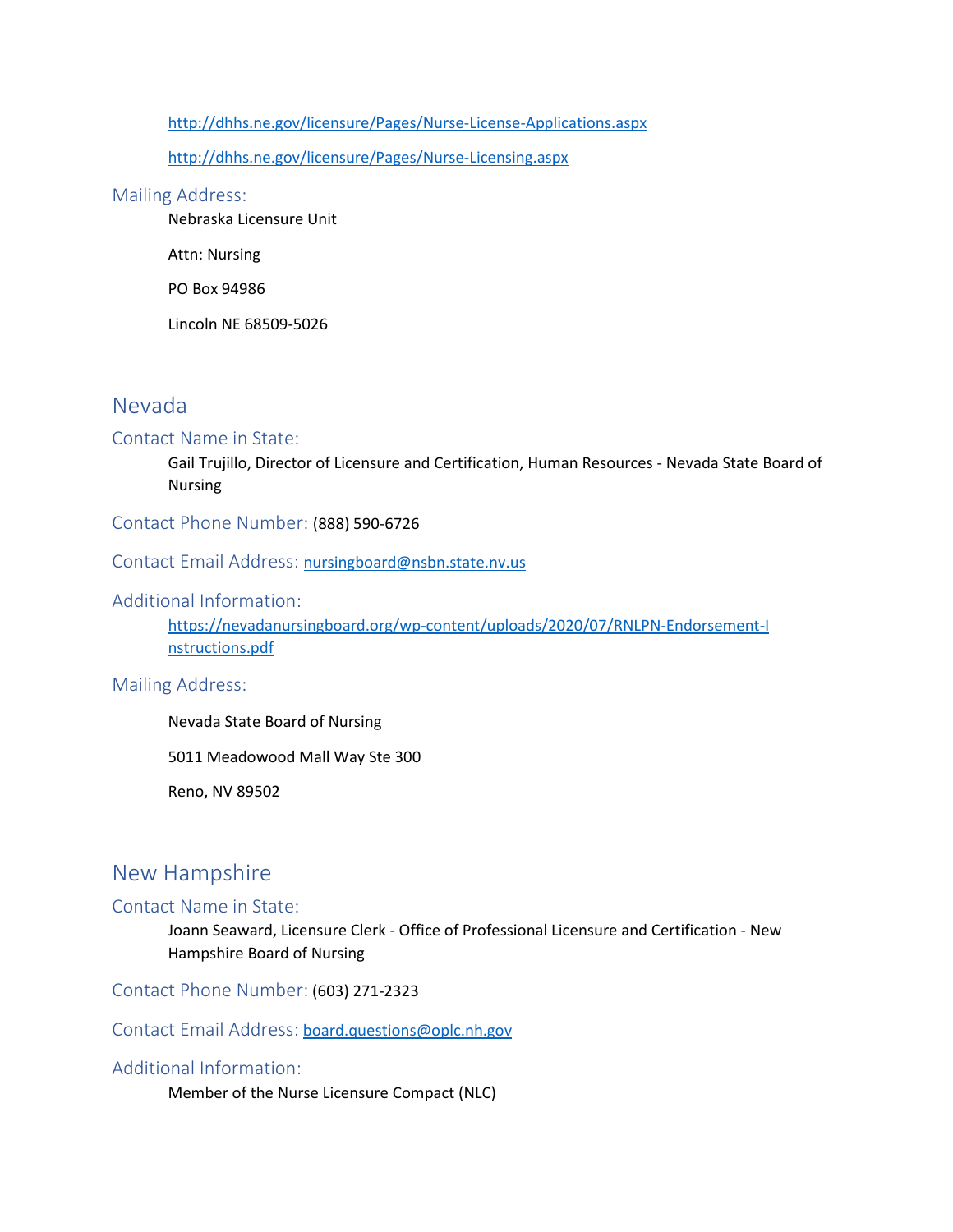http://dhhs.ne.gov/licensure/Pages/Nurse-License-Applications.aspx

http://dhhs.ne.gov/licensure/Pages/Nurse-Licensing.aspx

### Mailing Address:

Nebraska Licensure Unit

Attn: Nursing

PO Box 94986

Lincoln NE 68509-5026

## Nevada

### Contact Name in State:

Gail Trujillo, Director of Licensure and Certification, Human Resources - Nevada State Board of Nursing

### Contact Phone Number: (888) 590-6726

### Contact Email Address: nursingboard@nsbn.state.nv.us

### Additional Information:

https://nevadanursingboard.org/wp-content/uploads/2020/07/RNLPN-Endorsement-Instructions.pdf

### Mailing Address:

Nevada State Board of Nursing

5011 Meadowood Mall Way Ste 300

Reno, NV 89502

## New Hampshire

### Contact Name in State:

Joann Seaward, Licensure Clerk - Office of Professional Licensure and Certification - New Hampshire Board of Nursing

### Contact Phone Number: (603) 271-2323

### Contact Email Address: board.questions@oplc.nh.gov

### Additional Information:

Member of the Nurse Licensure Compact (NLC)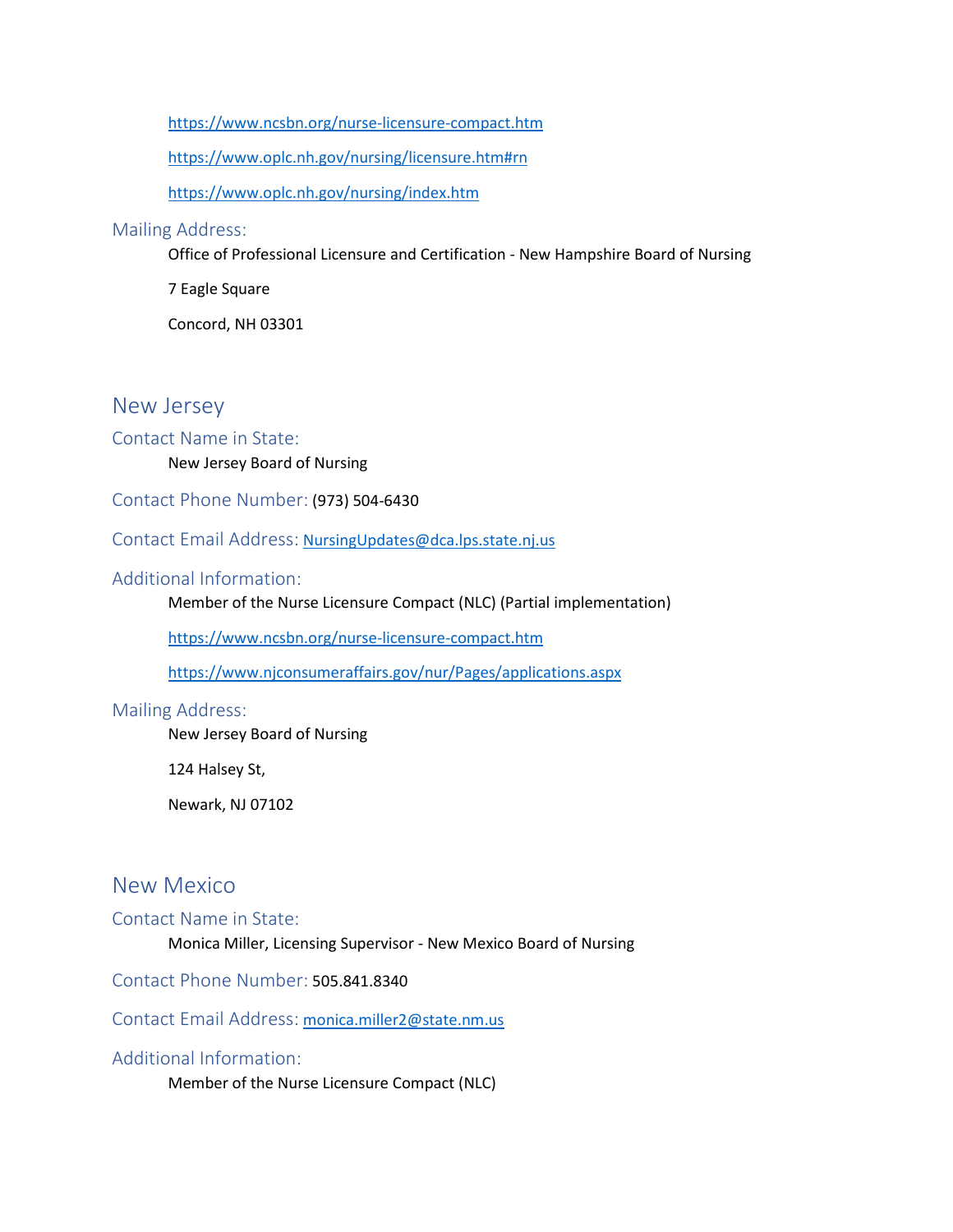https://www.ncsbn.org/nurse-licensure-compact.htm

https://www.oplc.nh.gov/nursing/licensure.htm#rn

https://www.oplc.nh.gov/nursing/index.htm

### Mailing Address:

Office of Professional Licensure and Certification - New Hampshire Board of Nursing

7 Eagle Square

Concord, NH 03301

## New Jersey

### Contact Name in State:

New Jersey Board of Nursing

### Contact Phone Number: (973) 504-6430

### Contact Email Address: NursingUpdates@dca.lps.state.nj.us

### Additional Information:

Member of the Nurse Licensure Compact (NLC) (Partial implementation)

https://www.ncsbn.org/nurse-licensure-compact.htm

https://www.njconsumeraffairs.gov/nur/Pages/applications.aspx

### Mailing Address:

New Jersey Board of Nursing

124 Halsey St,

Newark, NJ 07102

## New Mexico

### Contact Name in State:

Monica Miller, Licensing Supervisor - New Mexico Board of Nursing

### Contact Phone Number: 505.841.8340

### Contact Email Address: monica.miller2@state.nm.us

### Additional Information:

Member of the Nurse Licensure Compact (NLC)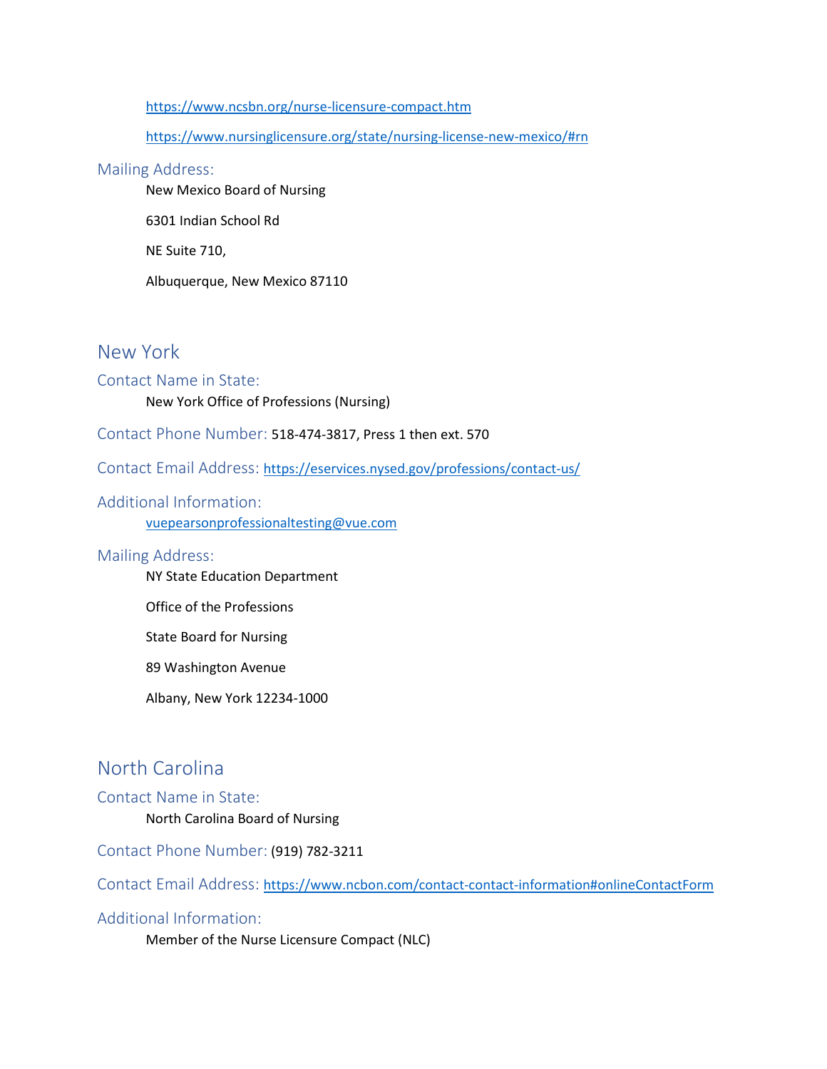https://www.ncsbn.org/nurse-licensure-compact.htm

https://www.nursinglicensure.org/state/nursing-license-new-mexico/#rn

### Mailing Address:

New Mexico Board of Nursing

6301 Indian School Rd

NE Suite 710,

Albuquerque, New Mexico 87110

## New York

### Contact Name in State:

New York Office of Professions (Nursing)

### Contact Phone Number: 518-474-3817, Press 1 then ext. 570

### Contact Email Address: https://eservices.nysed.gov/professions/contact-us/

### Additional Information:

vuepearsonprofessionaltesting@vue.com

### Mailing Address:

NY State Education Department

Office of the Professions

State Board for Nursing

89 Washington Avenue

Albany, New York 12234-1000

## North Carolina

### Contact Name in State:

North Carolina Board of Nursing

### Contact Phone Number: (919) 782-3211

### Contact Email Address: https://www.ncbon.com/contact-contact-information#onlineContactForm

### Additional Information:

Member of the Nurse Licensure Compact (NLC)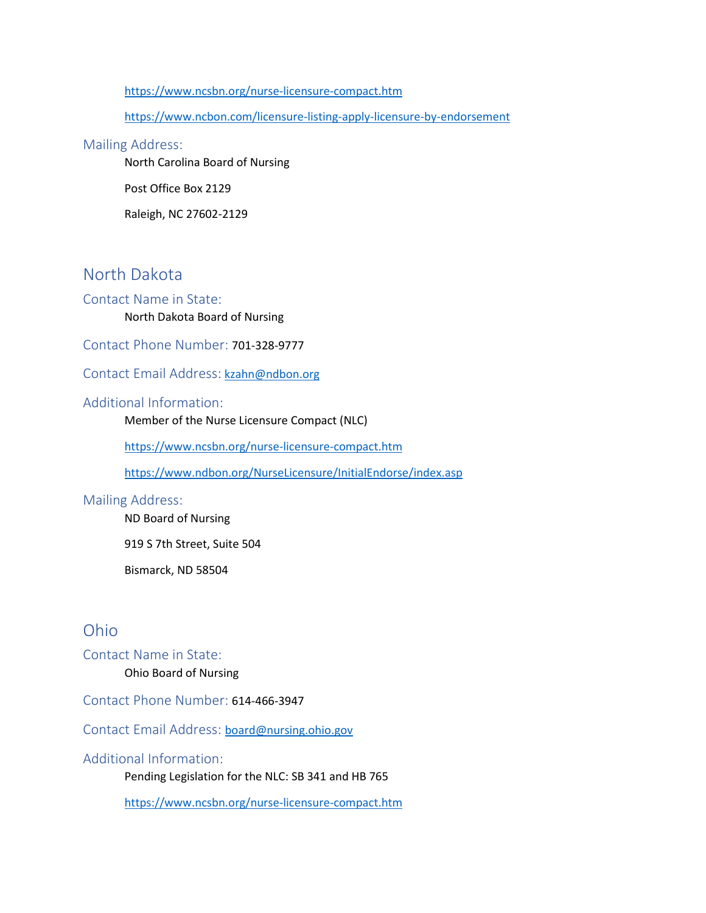https://www.ncsbn.org/nurse-licensure-compact.htm

https://www.ncbon.com/licensure-listing-apply-licensure-by-endorsement

### Mailing Address:

North Carolina Board of Nursing

Post Office Box 2129

Raleigh, NC 27602-2129

## North Dakota

### Contact Name in State:

North Dakota Board of Nursing

### Contact Phone Number: 701-328-9777

### Contact Email Address: kzahn@ndbon.org

### Additional Information:

Member of the Nurse Licensure Compact (NLC)

https://www.ncsbn.org/nurse-licensure-compact.htm

https://www.ndbon.org/NurseLicensure/InitialEndorse/index.asp

### Mailing Address:

ND Board of Nursing

919 S 7th Street, Suite 504

Bismarck, ND 58504

## Ohio

### Contact Name in State:

Ohio Board of Nursing

### Contact Phone Number: 614-466-3947

### Contact Email Address: board@nursing.ohio.gov

### Additional Information:

Pending Legislation for the NLC: SB 341 and HB 765

https://www.ncsbn.org/nurse-licensure-compact.htm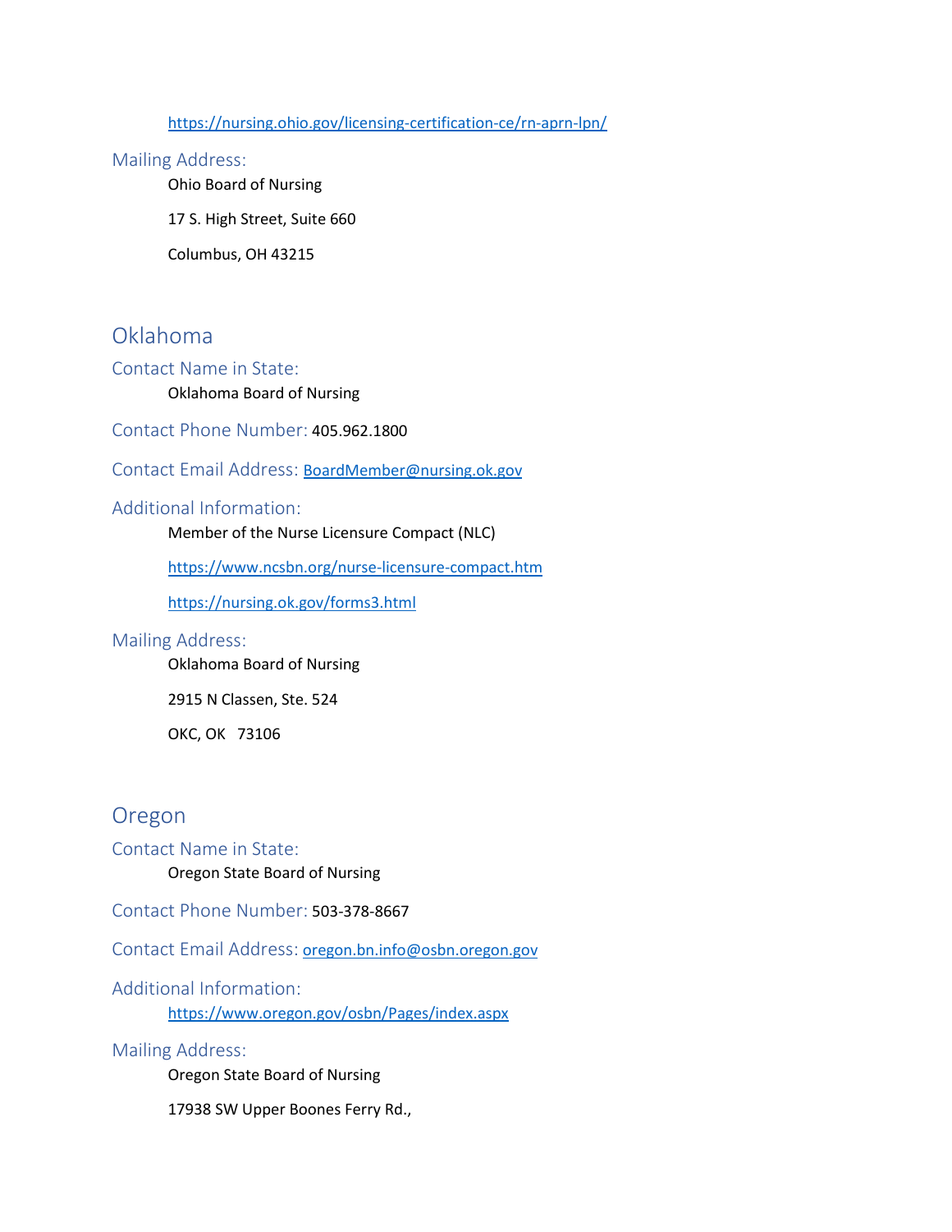https://nursing.ohio.gov/licensing-certification-ce/rn-aprn-lpn/

### Mailing Address:

Ohio Board of Nursing

17 S. High Street, Suite 660

Columbus, OH 43215

## Oklahoma

### Contact Name in State:

Oklahoma Board of Nursing

### Contact Phone Number: 405.962.1800

### Contact Email Address: BoardMember@nursing.ok.gov

### Additional Information:

Member of the Nurse Licensure Compact (NLC)

https://www.ncsbn.org/nurse-licensure-compact.htm

https://nursing.ok.gov/forms3.html

### Mailing Address:

Oklahoma Board of Nursing

2915 N Classen, Ste. 524

OKC, OK 73106

## Oregon

### Contact Name in State:

Oregon State Board of Nursing

### Contact Phone Number: 503-378-8667

### Contact Email Address: oregon.bn.info@osbn.oregon.gov

### Additional Information:

https://www.oregon.gov/osbn/Pages/index.aspx

### Mailing Address:

Oregon State Board of Nursing

17938 SW Upper Boones Ferry Rd.,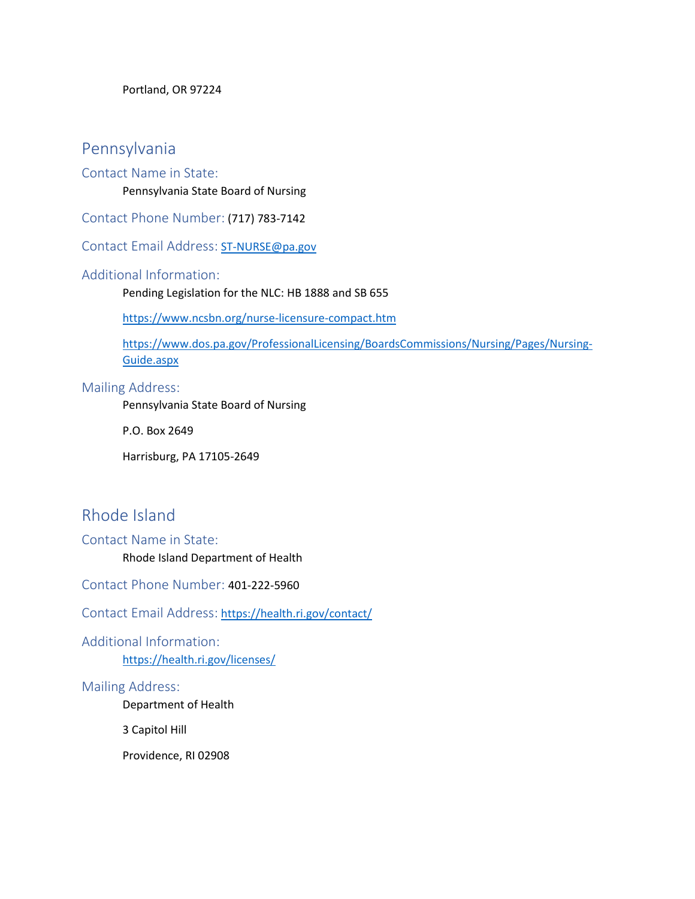Portland, OR 97224

## Pennsylvania

### Contact Name in State:

Pennsylvania State Board of Nursing

### Contact Phone Number: (717) 783-7142

### Contact Email Address: ST-NURSE@pa.gov

### Additional Information:

Pending Legislation for the NLC: HB 1888 and SB 655

https://www.ncsbn.org/nurse-licensure-compact.htm

https://www.dos.pa.gov/ProfessionalLicensing/BoardsCommissions/Nursing/Pages/Nursing-Guide.aspx

### Mailing Address:

Pennsylvania State Board of Nursing

P.O. Box 2649

Harrisburg, PA 17105-2649

## Rhode Island

### Contact Name in State:

Rhode Island Department of Health

### Contact Phone Number: 401-222-5960

### Contact Email Address: https://health.ri.gov/contact/

### Additional Information:

https://health.ri.gov/licenses/

### Mailing Address:

Department of Health

3 Capitol Hill

Providence, RI 02908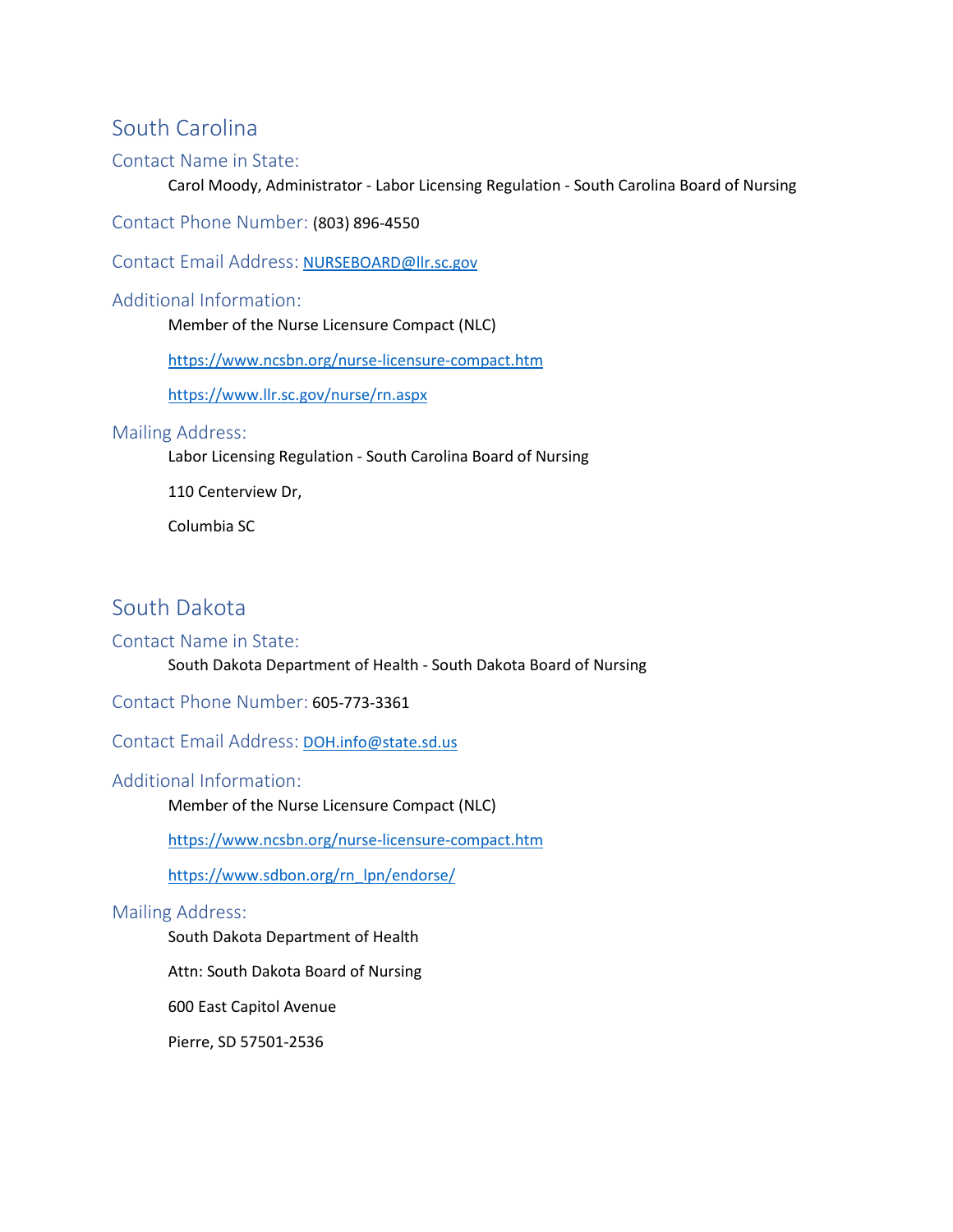## South Carolina

### Contact Name in State:

Carol Moody, Administrator - Labor Licensing Regulation - South Carolina Board of Nursing

### Contact Phone Number: (803) 896-4550

### Contact Email Address: NURSEBOARD@llr.sc.gov

### Additional Information:

Member of the Nurse Licensure Compact (NLC)

https://www.ncsbn.org/nurse-licensure-compact.htm

https://www.llr.sc.gov/nurse/rn.aspx

### Mailing Address:

Labor Licensing Regulation - South Carolina Board of Nursing

110 Centerview Dr,

Columbia SC

## South Dakota

### Contact Name in State:

South Dakota Department of Health - South Dakota Board of Nursing

### Contact Phone Number: 605-773-3361

### Contact Email Address: DOH.info@state.sd.us

### Additional Information:

Member of the Nurse Licensure Compact (NLC)

https://www.ncsbn.org/nurse-licensure-compact.htm

https://www.sdbon.org/rn_lpn/endorse/

### Mailing Address:

South Dakota Department of Health

Attn: South Dakota Board of Nursing

600 East Capitol Avenue

Pierre, SD 57501-2536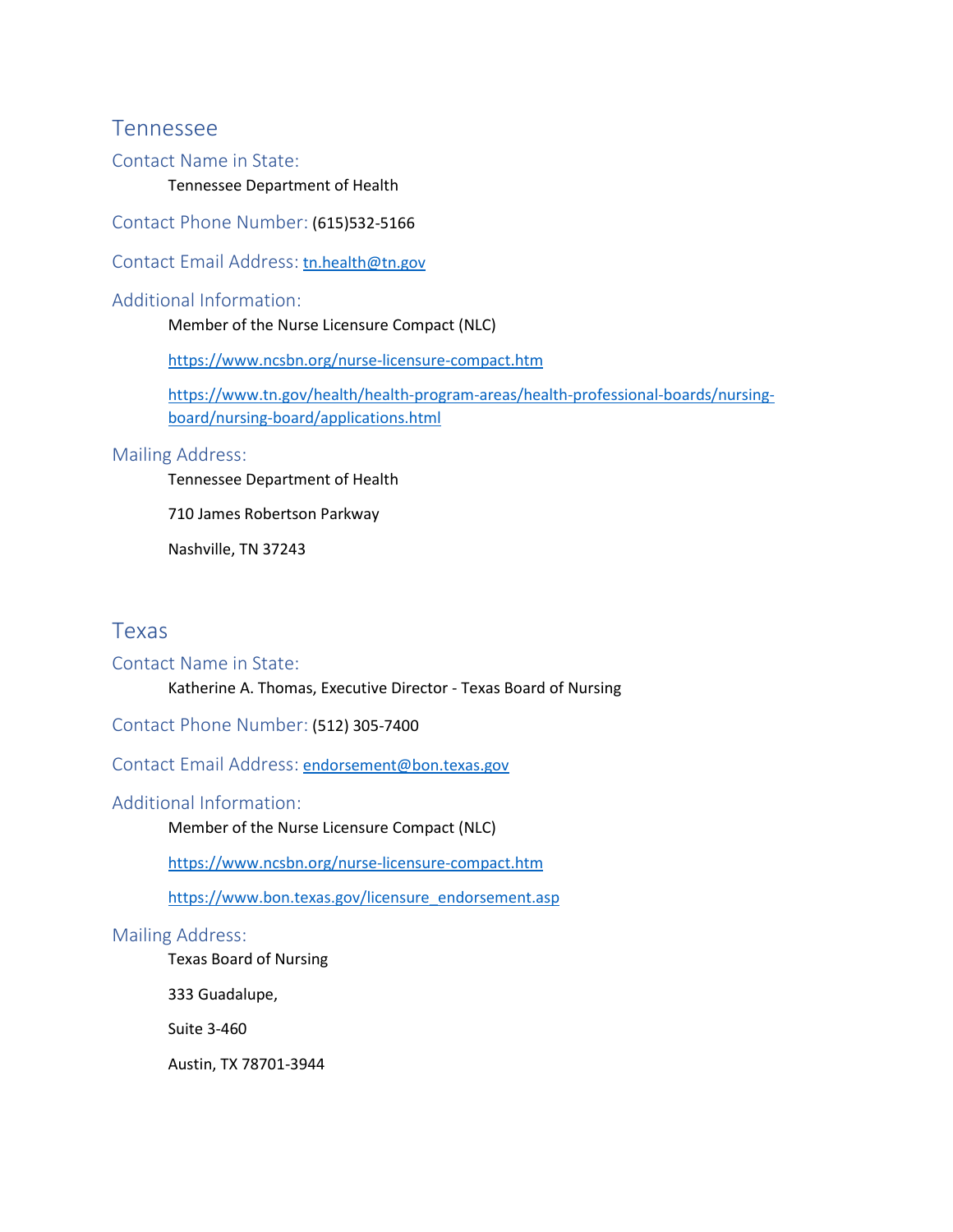## Tennessee

### Contact Name in State:

Tennessee Department of Health

### Contact Phone Number: (615)532-5166

### Contact Email Address: tn.health@tn.gov

### Additional Information:

Member of the Nurse Licensure Compact (NLC)

https://www.ncsbn.org/nurse-licensure-compact.htm

https://www.tn.gov/health/health-program-areas/health-professional-boards/nursing-board/nursing-board/applications.html

### Mailing Address:

Tennessee Department of Health

710 James Robertson Parkway

Nashville, TN 37243

## Texas

### Contact Name in State:

Katherine A. Thomas, Executive Director - Texas Board of Nursing

### Contact Phone Number: (512) 305-7400

### Contact Email Address: endorsement@bon.texas.gov

### Additional Information:

Member of the Nurse Licensure Compact (NLC)

https://www.ncsbn.org/nurse-licensure-compact.htm

https://www.bon.texas.gov/licensure_endorsement.asp

### Mailing Address:

Texas Board of Nursing

333 Guadalupe,

Suite 3-460

Austin, TX 78701-3944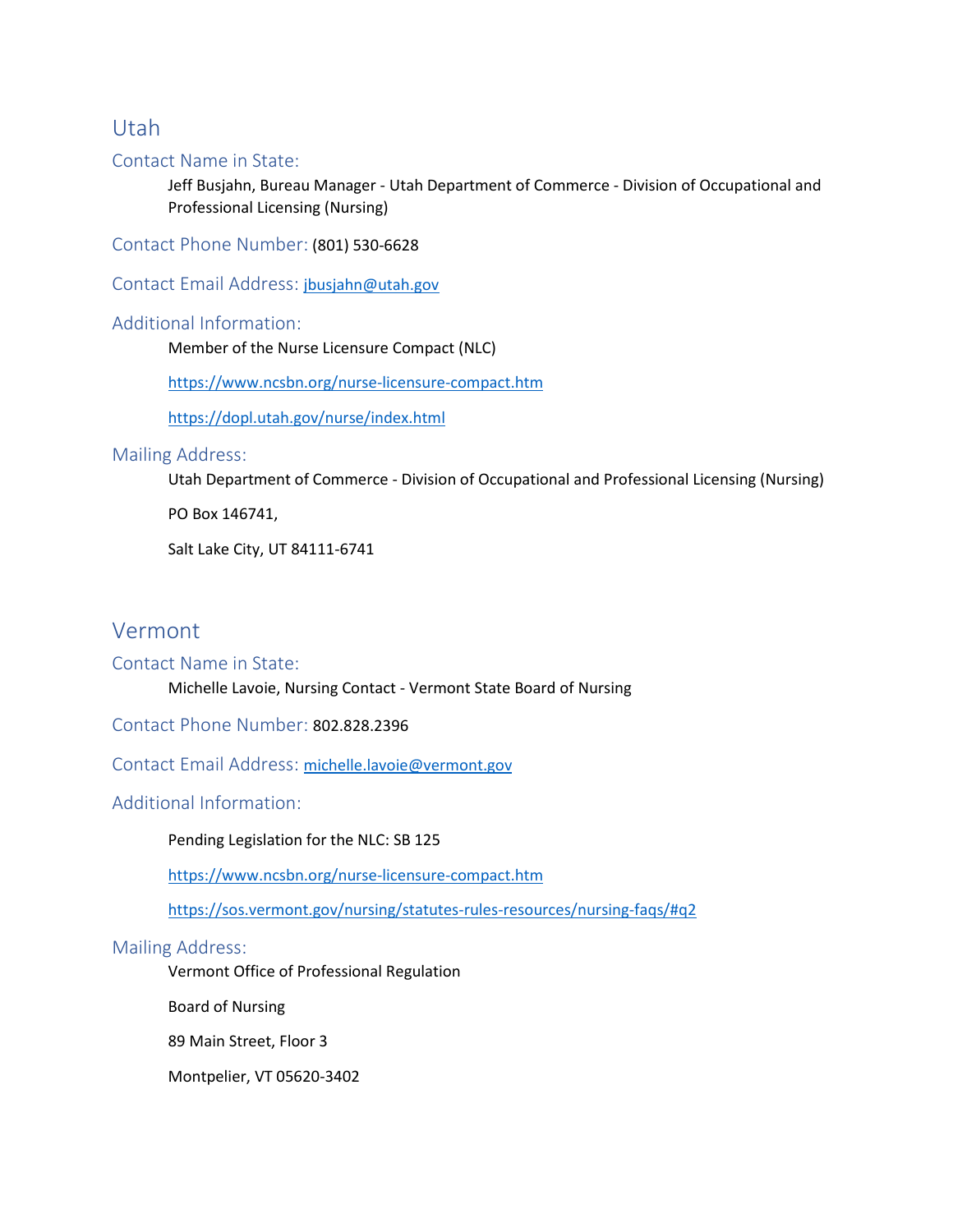## Utah

### Contact Name in State:

Jeff Busjahn, Bureau Manager - Utah Department of Commerce - Division of Occupational and Professional Licensing (Nursing)

### Contact Phone Number: (801) 530-6628

### Contact Email Address: jbusjahn@utah.gov

### Additional Information:

Member of the Nurse Licensure Compact (NLC)

https://www.ncsbn.org/nurse-licensure-compact.htm

https://dopl.utah.gov/nurse/index.html

### Mailing Address:

Utah Department of Commerce - Division of Occupational and Professional Licensing (Nursing)

PO Box 146741,

Salt Lake City, UT 84111-6741

## Vermont

### Contact Name in State:

Michelle Lavoie, Nursing Contact - Vermont State Board of Nursing

### Contact Phone Number: 802.828.2396

### Contact Email Address: michelle.lavoie@vermont.gov

### Additional Information:

Pending Legislation for the NLC: SB 125

https://www.ncsbn.org/nurse-licensure-compact.htm

https://sos.vermont.gov/nursing/statutes-rules-resources/nursing-faqs/#q2

### Mailing Address:

Vermont Office of Professional Regulation

Board of Nursing

89 Main Street, Floor 3

Montpelier, VT 05620-3402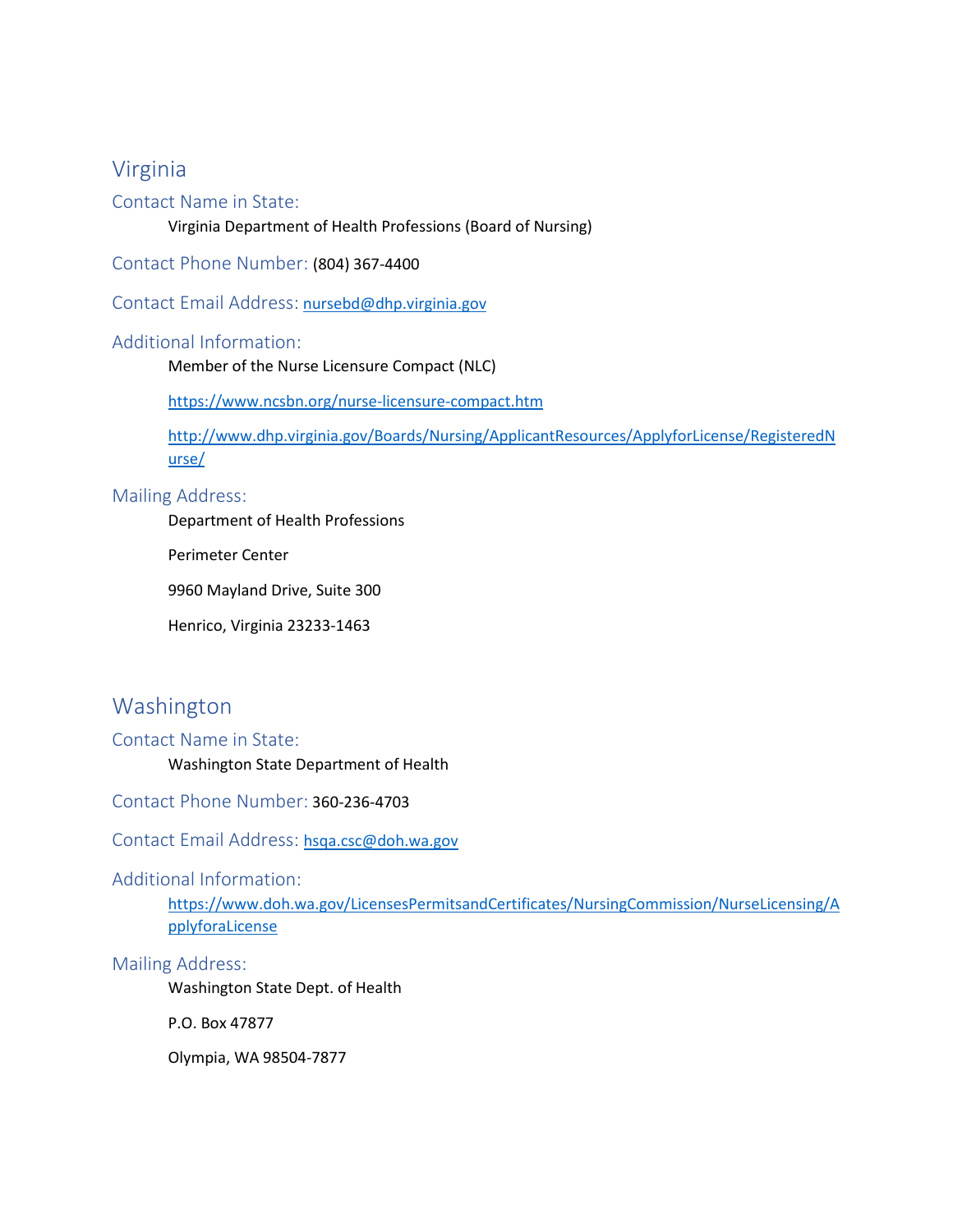## Virginia

### Contact Name in State:

Virginia Department of Health Professions (Board of Nursing)

### Contact Phone Number: (804) 367-4400

### Contact Email Address: nursebd@dhp.virginia.gov

### Additional Information:

Member of the Nurse Licensure Compact (NLC)

https://www.ncsbn.org/nurse-licensure-compact.htm

http://www.dhp.virginia.gov/Boards/Nursing/ApplicantResources/ApplyforLicense/RegisteredNurse/

### Mailing Address:

Department of Health Professions

Perimeter Center

9960 Mayland Drive, Suite 300

Henrico, Virginia 23233-1463

## Washington

### Contact Name in State:

Washington State Department of Health

### Contact Phone Number: 360-236-4703

### Contact Email Address: hsqa.csc@doh.wa.gov

### Additional Information:

https://www.doh.wa.gov/LicensesPermitsandCertificates/NursingCommission/NurseLicensing/ApplyforaLicense

### Mailing Address:

Washington State Dept. of Health

P.O. Box 47877

Olympia, WA 98504-7877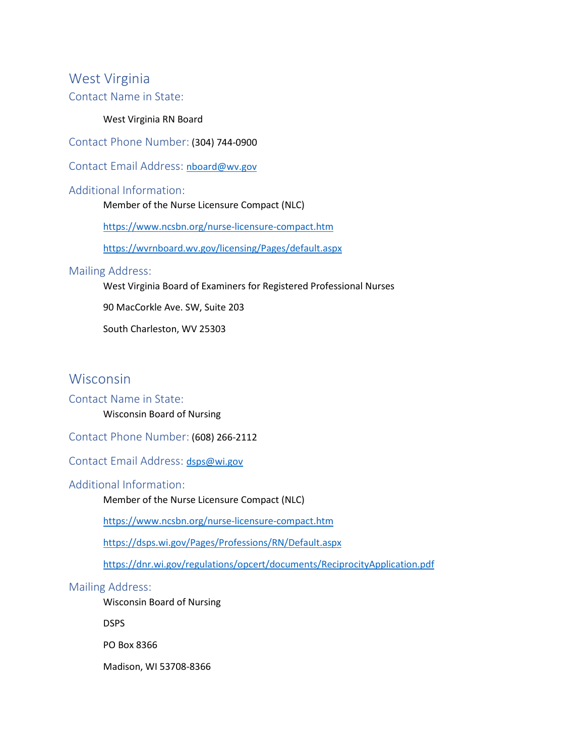## West Virginia

### Contact Name in State:

West Virginia RN Board

### Contact Phone Number: (304) 744-0900

### Contact Email Address: nboard@wv.gov

### Additional Information:

Member of the Nurse Licensure Compact (NLC)

https://www.ncsbn.org/nurse-licensure-compact.htm

https://wvrnboard.wv.gov/licensing/Pages/default.aspx

### Mailing Address:

West Virginia Board of Examiners for Registered Professional Nurses

90 MacCorkle Ave. SW, Suite 203

South Charleston, WV 25303

## Wisconsin

### Contact Name in State:

Wisconsin Board of Nursing

### Contact Phone Number: (608) 266-2112

### Contact Email Address: dsps@wi.gov

### Additional Information:

Member of the Nurse Licensure Compact (NLC)

https://www.ncsbn.org/nurse-licensure-compact.htm

https://dsps.wi.gov/Pages/Professions/RN/Default.aspx

https://dnr.wi.gov/regulations/opcert/documents/ReciprocityApplication.pdf

### Mailing Address:

Wisconsin Board of Nursing

DSPS

PO Box 8366

Madison, WI 53708-8366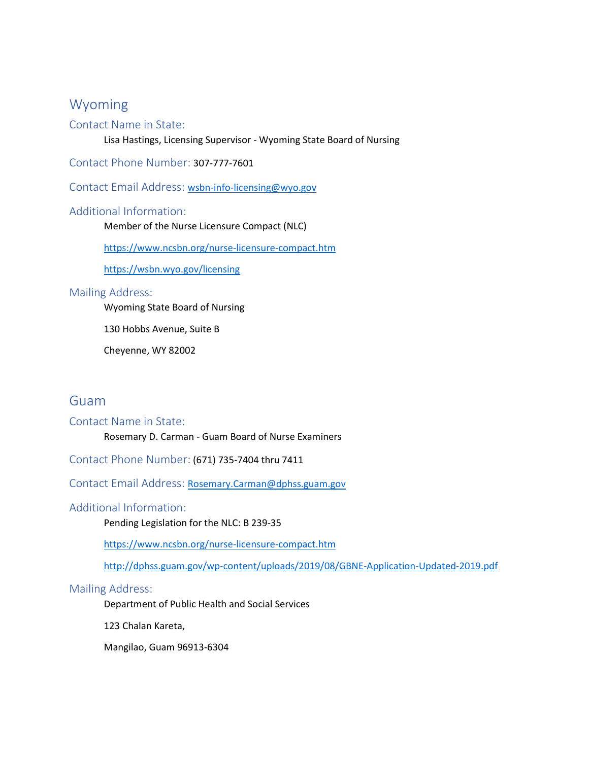## Wyoming

### Contact Name in State:

Lisa Hastings, Licensing Supervisor - Wyoming State Board of Nursing

### Contact Phone Number: 307-777-7601

### Contact Email Address: wsbn-info-licensing@wyo.gov

### Additional Information:

Member of the Nurse Licensure Compact (NLC)

https://www.ncsbn.org/nurse-licensure-compact.htm

https://wsbn.wyo.gov/licensing

### Mailing Address:

Wyoming State Board of Nursing

130 Hobbs Avenue, Suite B

Cheyenne, WY 82002

## Guam

### Contact Name in State:

Rosemary D. Carman - Guam Board of Nurse Examiners

### Contact Phone Number: (671) 735-7404 thru 7411

### Contact Email Address: Rosemary.Carman@dphss.guam.gov

### Additional Information:

Pending Legislation for the NLC: B 239-35

https://www.ncsbn.org/nurse-licensure-compact.htm

http://dphss.guam.gov/wp-content/uploads/2019/08/GBNE-Application-Updated-2019.pdf

### Mailing Address:

Department of Public Health and Social Services

123 Chalan Kareta,

Mangilao, Guam 96913-6304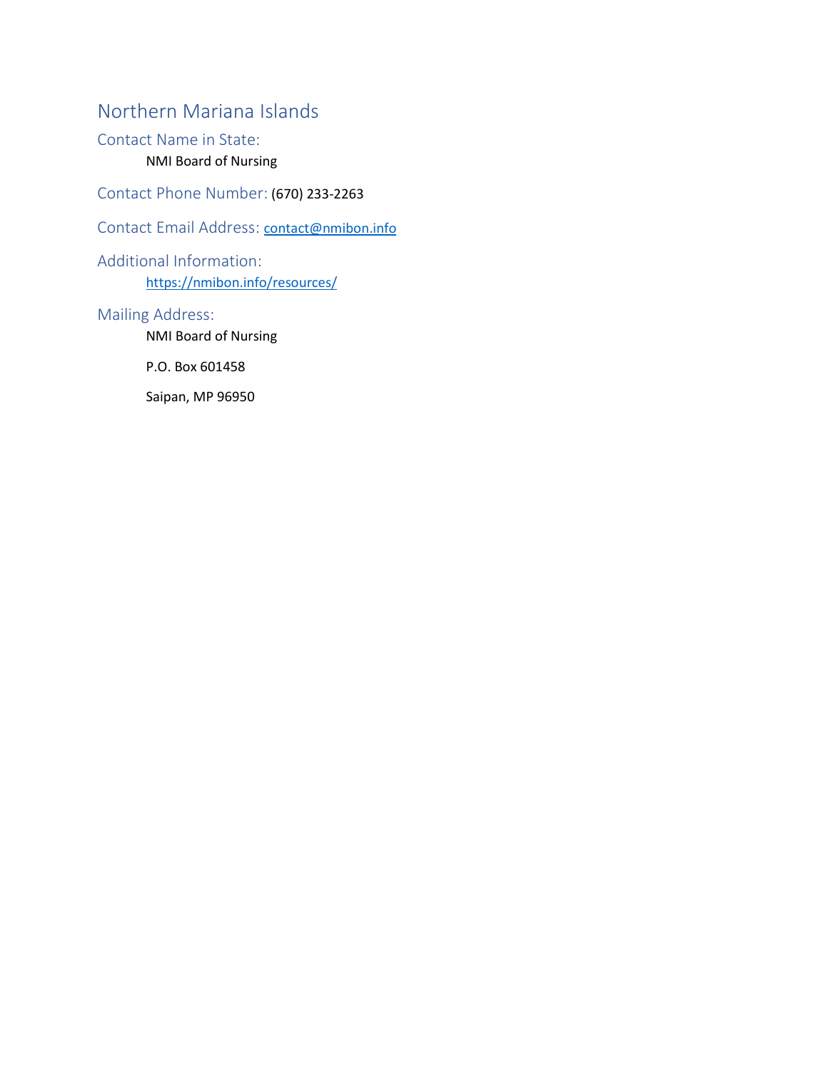# Northern Mariana Islands

## Contact Name in State:

NMI Board of Nursing

## Contact Phone Number: (670) 233-2263

## Contact Email Address: contact@nmibon.info

## Additional Information:

https://nmibon.info/resources/

## Mailing Address:

NMI Board of Nursing

P.O. Box 601458

Saipan, MP 96950